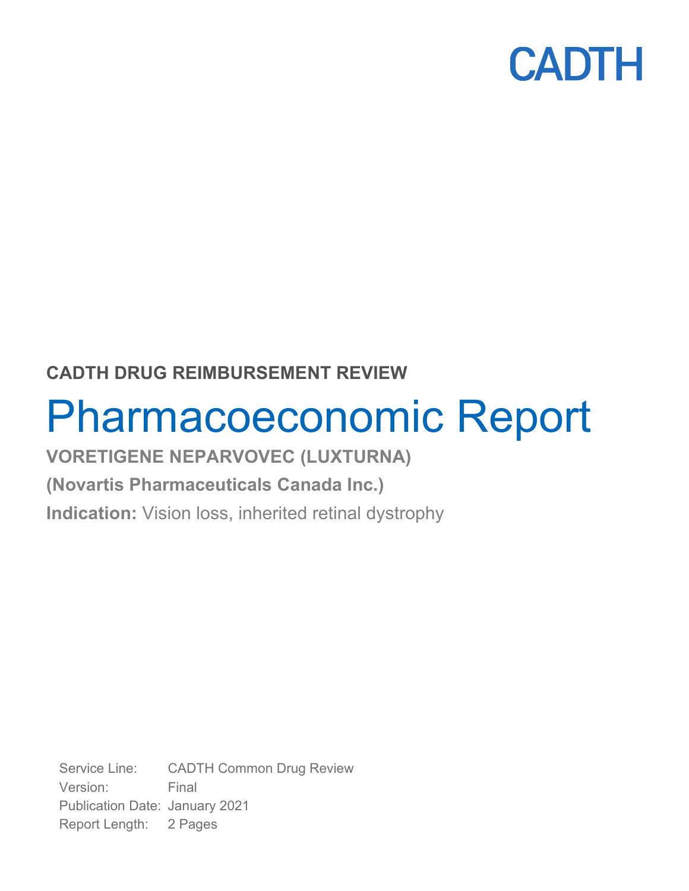CADTH

**CADTH DRUG REIMBURSEMENT REVIEW**

# Pharmacoeconomic Report

**VORETIGENE NEPARVOVEC (LUXTURNA)**

**(Novartis Pharmaceuticals Canada Inc.)**

**Indication:** Vision loss, inherited retinal dystrophy

Service Line: CADTH Common Drug Review
Version: Final
Publication Date: January 2021
Report Length: 2 Pages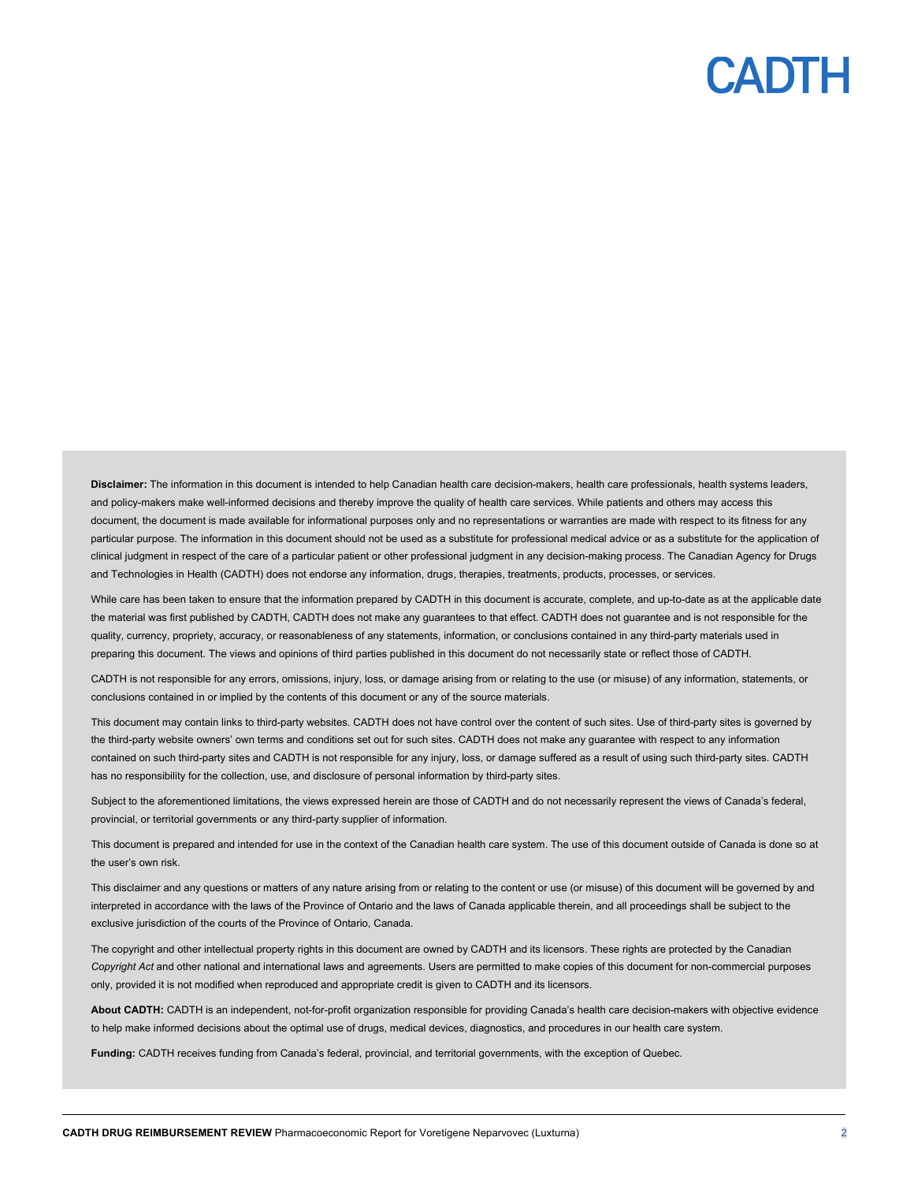**Disclaimer:** The information in this document is intended to help Canadian health care decision-makers, health care professionals, health systems leaders, and policy-makers make well-informed decisions and thereby improve the quality of health care services. While patients and others may access this document, the document is made available for informational purposes only and no representations or warranties are made with respect to its fitness for any particular purpose. The information in this document should not be used as a substitute for professional medical advice or as a substitute for the application of clinical judgment in respect of the care of a particular patient or other professional judgment in any decision-making process. The Canadian Agency for Drugs and Technologies in Health (CADTH) does not endorse any information, drugs, therapies, treatments, products, processes, or services.

While care has been taken to ensure that the information prepared by CADTH in this document is accurate, complete, and up-to-date as at the applicable date the material was first published by CADTH, CADTH does not make any guarantees to that effect. CADTH does not guarantee and is not responsible for the quality, currency, propriety, accuracy, or reasonableness of any statements, information, or conclusions contained in any third-party materials used in preparing this document. The views and opinions of third parties published in this document do not necessarily state or reflect those of CADTH.

CADTH is not responsible for any errors, omissions, injury, loss, or damage arising from or relating to the use (or misuse) of any information, statements, or conclusions contained in or implied by the contents of this document or any of the source materials.

This document may contain links to third-party websites. CADTH does not have control over the content of such sites. Use of third-party sites is governed by the third-party website owners' own terms and conditions set out for such sites. CADTH does not make any guarantee with respect to any information contained on such third-party sites and CADTH is not responsible for any injury, loss, or damage suffered as a result of using such third-party sites. CADTH has no responsibility for the collection, use, and disclosure of personal information by third-party sites.

Subject to the aforementioned limitations, the views expressed herein are those of CADTH and do not necessarily represent the views of Canada's federal, provincial, or territorial governments or any third-party supplier of information.

This document is prepared and intended for use in the context of the Canadian health care system. The use of this document outside of Canada is done so at the user's own risk.

This disclaimer and any questions or matters of any nature arising from or relating to the content or use (or misuse) of this document will be governed by and interpreted in accordance with the laws of the Province of Ontario and the laws of Canada applicable therein, and all proceedings shall be subject to the exclusive jurisdiction of the courts of the Province of Ontario, Canada.

The copyright and other intellectual property rights in this document are owned by CADTH and its licensors. These rights are protected by the Canadian *Copyright Act* and other national and international laws and agreements. Users are permitted to make copies of this document for non-commercial purposes only, provided it is not modified when reproduced and appropriate credit is given to CADTH and its licensors.

**About CADTH:** CADTH is an independent, not-for-profit organization responsible for providing Canada's health care decision-makers with objective evidence to help make informed decisions about the optimal use of drugs, medical devices, diagnostics, and procedures in our health care system.

**Funding:** CADTH receives funding from Canada's federal, provincial, and territorial governments, with the exception of Quebec.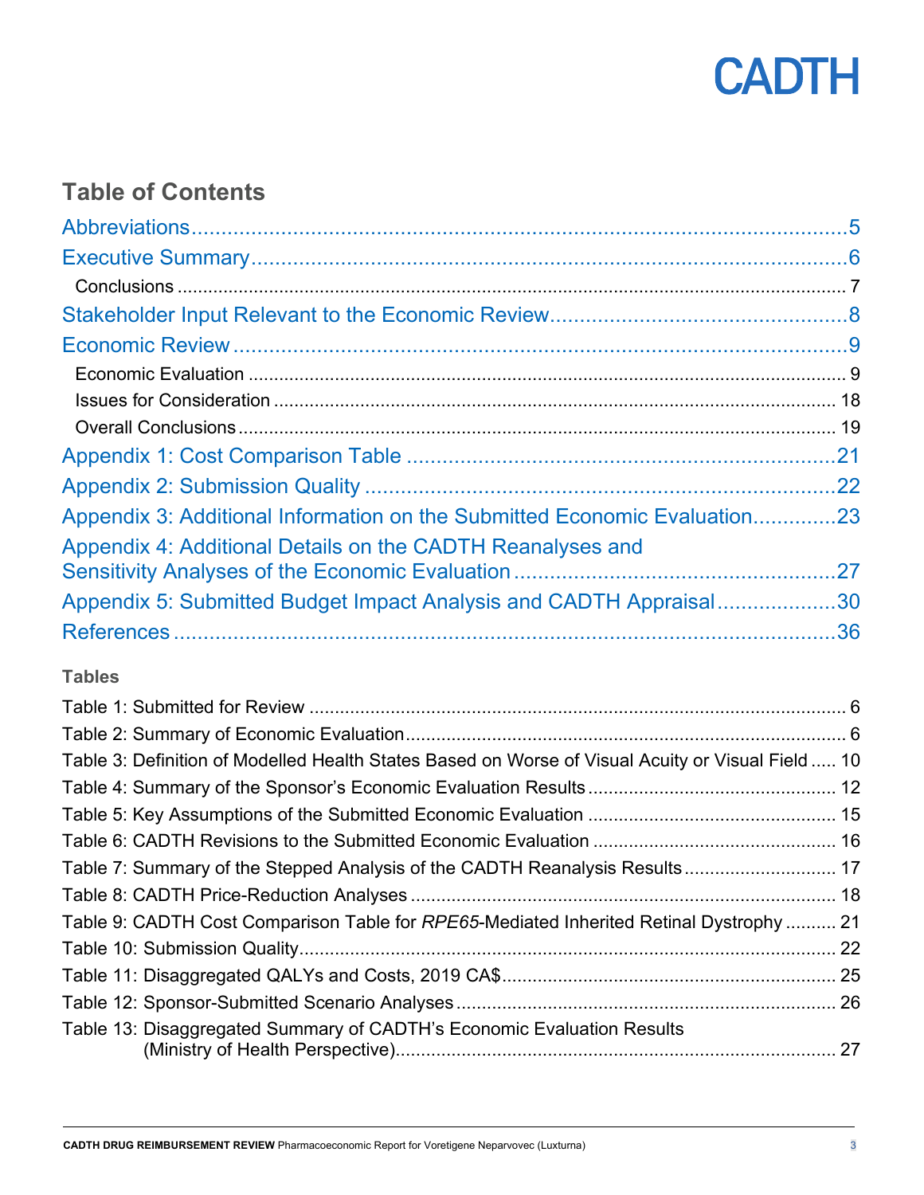## Table of Contents

Abbreviations .....5

Executive Summary .....6

- Conclusions .....7

Stakeholder Input Relevant to the Economic Review .....8

Economic Review .....9

- Economic Evaluation .....9
- Issues for Consideration .....18
- Overall Conclusions .....19

Appendix 1: Cost Comparison Table .....21

Appendix 2: Submission Quality .....22

Appendix 3: Additional Information on the Submitted Economic Evaluation .....23

Appendix 4: Additional Details on the CADTH Reanalyses and Sensitivity Analyses of the Economic Evaluation .....27

Appendix 5: Submitted Budget Impact Analysis and CADTH Appraisal .....30

References .....36

### Tables

Table 1: Submitted for Review .....6

Table 2: Summary of Economic Evaluation .....6

Table 3: Definition of Modelled Health States Based on Worse of Visual Acuity or Visual Field .....10

Table 4: Summary of the Sponsor's Economic Evaluation Results .....12

Table 5: Key Assumptions of the Submitted Economic Evaluation .....15

Table 6: CADTH Revisions to the Submitted Economic Evaluation .....16

Table 7: Summary of the Stepped Analysis of the CADTH Reanalysis Results .....17

Table 8: CADTH Price-Reduction Analyses .....18

Table 9: CADTH Cost Comparison Table for *RPE65*-Mediated Inherited Retinal Dystrophy .....21

Table 10: Submission Quality .....22

Table 11: Disaggregated QALYs and Costs, 2019 CA$ .....25

Table 12: Sponsor-Submitted Scenario Analyses .....26

Table 13: Disaggregated Summary of CADTH's Economic Evaluation Results (Ministry of Health Perspective) .....27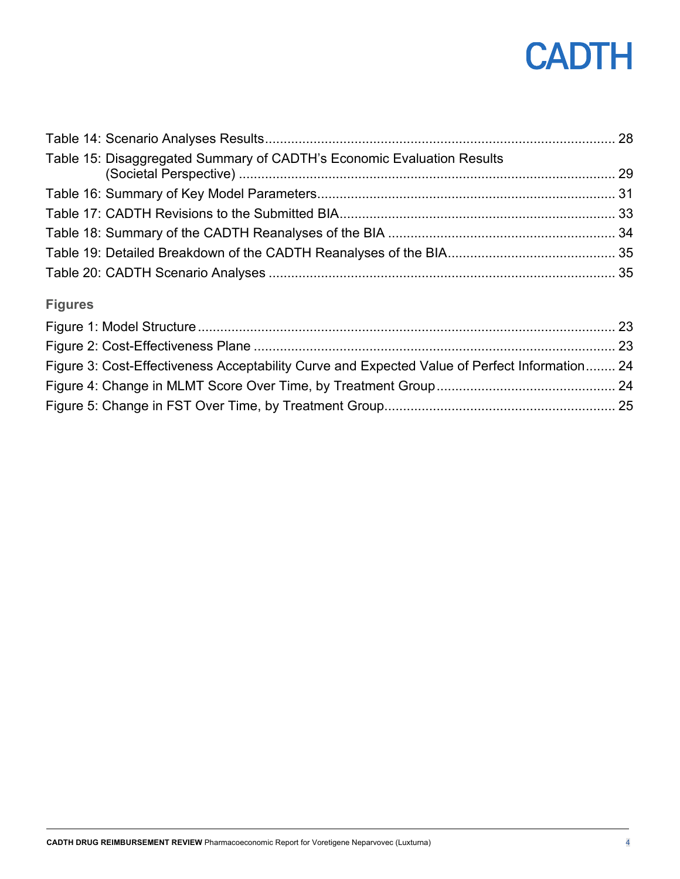Table 14: Scenario Analyses Results ........ 28

Table 15: Disaggregated Summary of CADTH's Economic Evaluation Results (Societal Perspective) ........ 29

Table 16: Summary of Key Model Parameters ........ 31

Table 17: CADTH Revisions to the Submitted BIA ........ 33

Table 18: Summary of the CADTH Reanalyses of the BIA ........ 34

Table 19: Detailed Breakdown of the CADTH Reanalyses of the BIA ........ 35

Table 20: CADTH Scenario Analyses ........ 35

### Figures

Figure 1: Model Structure ........ 23

Figure 2: Cost-Effectiveness Plane ........ 23

Figure 3: Cost-Effectiveness Acceptability Curve and Expected Value of Perfect Information ........ 24

Figure 4: Change in MLMT Score Over Time, by Treatment Group ........ 24

Figure 5: Change in FST Over Time, by Treatment Group ........ 25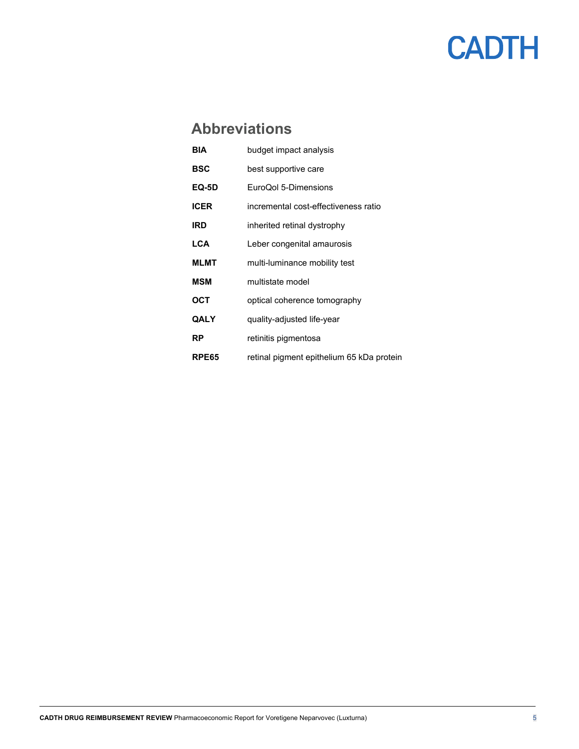## Abbreviations

| | |
|---|---|
| **BIA** | budget impact analysis |
| **BSC** | best supportive care |
| **EQ-5D** | EuroQol 5-Dimensions |
| **ICER** | incremental cost-effectiveness ratio |
| **IRD** | inherited retinal dystrophy |
| **LCA** | Leber congenital amaurosis |
| **MLMT** | multi-luminance mobility test |
| **MSM** | multistate model |
| **OCT** | optical coherence tomography |
| **QALY** | quality-adjusted life-year |
| **RP** | retinitis pigmentosa |
| **RPE65** | retinal pigment epithelium 65 kDa protein |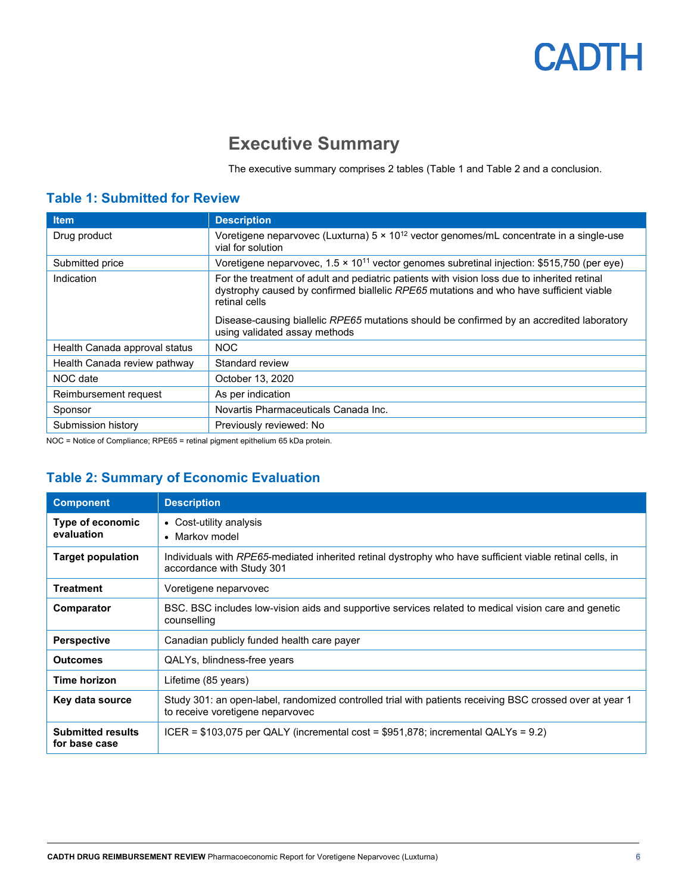# Executive Summary

The executive summary comprises 2 tables (Table 1 and Table 2 and a conclusion.

## Table 1: Submitted for Review

| Item | Description |
| --- | --- |
| Drug product | Voretigene neparvovec (Luxturna) 5 × $10^{12}$ vector genomes/mL concentrate in a single-use vial for solution |
| Submitted price | Voretigene neparvovec, 1.5 × $10^{11}$ vector genomes subretinal injection: $515,750 (per eye) |
| Indication | For the treatment of adult and pediatric patients with vision loss due to inherited retinal dystrophy caused by confirmed biallelic *RPE65* mutations and who have sufficient viable retinal cells<br><br>Disease-causing biallelic *RPE65* mutations should be confirmed by an accredited laboratory using validated assay methods |
| Health Canada approval status | NOC |
| Health Canada review pathway | Standard review |
| NOC date | October 13, 2020 |
| Reimbursement request | As per indication |
| Sponsor | Novartis Pharmaceuticals Canada Inc. |
| Submission history | Previously reviewed: No |

NOC = Notice of Compliance; RPE65 = retinal pigment epithelium 65 kDa protein.

## Table 2: Summary of Economic Evaluation

| Component | Description |
| --- | --- |
| **Type of economic evaluation** | • Cost-utility analysis<br>• Markov model |
| **Target population** | Individuals with *RPE65*-mediated inherited retinal dystrophy who have sufficient viable retinal cells, in accordance with Study 301 |
| **Treatment** | Voretigene neparvovec |
| **Comparator** | BSC. BSC includes low-vision aids and supportive services related to medical vision care and genetic counselling |
| **Perspective** | Canadian publicly funded health care payer |
| **Outcomes** | QALYs, blindness-free years |
| **Time horizon** | Lifetime (85 years) |
| **Key data source** | Study 301: an open-label, randomized controlled trial with patients receiving BSC crossed over at year 1 to receive voretigene neparvovec |
| **Submitted results for base case** | ICER = $103,075 per QALY (incremental cost = $951,878; incremental QALYs = 9.2) |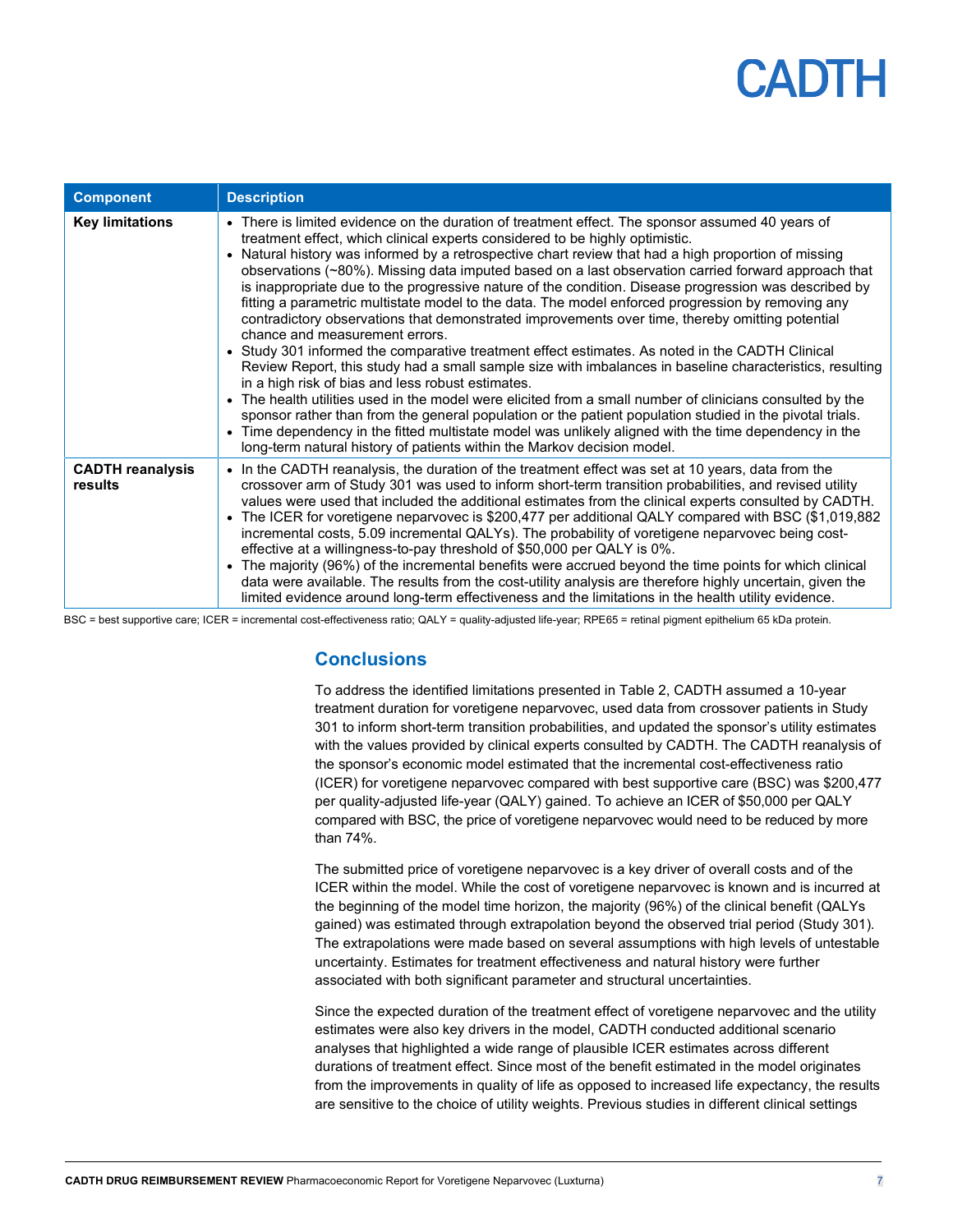| Component | Description |
| --- | --- |
| **Key limitations** | • There is limited evidence on the duration of treatment effect. The sponsor assumed 40 years of treatment effect, which clinical experts considered to be highly optimistic.<br>• Natural history was informed by a retrospective chart review that had a high proportion of missing observations (~80%). Missing data imputed based on a last observation carried forward approach that is inappropriate due to the progressive nature of the condition. Disease progression was described by fitting a parametric multistate model to the data. The model enforced progression by removing any contradictory observations that demonstrated improvements over time, thereby omitting potential chance and measurement errors.<br>• Study 301 informed the comparative treatment effect estimates. As noted in the CADTH Clinical Review Report, this study had a small sample size with imbalances in baseline characteristics, resulting in a high risk of bias and less robust estimates.<br>• The health utilities used in the model were elicited from a small number of clinicians consulted by the sponsor rather than from the general population or the patient population studied in the pivotal trials.<br>• Time dependency in the fitted multistate model was unlikely aligned with the time dependency in the long-term natural history of patients within the Markov decision model. |
| **CADTH reanalysis results** | • In the CADTH reanalysis, the duration of the treatment effect was set at 10 years, data from the crossover arm of Study 301 was used to inform short-term transition probabilities, and revised utility values were used that included the additional estimates from the clinical experts consulted by CADTH.<br>• The ICER for voretigene neparvovec is $200,477 per additional QALY compared with BSC ($1,019,882 incremental costs, 5.09 incremental QALYs). The probability of voretigene neparvovec being cost-effective at a willingness-to-pay threshold of $50,000 per QALY is 0%.<br>• The majority (96%) of the incremental benefits were accrued beyond the time points for which clinical data were available. The results from the cost-utility analysis are therefore highly uncertain, given the limited evidence around long-term effectiveness and the limitations in the health utility evidence. |

BSC = best supportive care; ICER = incremental cost-effectiveness ratio; QALY = quality-adjusted life-year; RPE65 = retinal pigment epithelium 65 kDa protein.

## Conclusions

To address the identified limitations presented in Table 2, CADTH assumed a 10-year treatment duration for voretigene neparvovec, used data from crossover patients in Study 301 to inform short-term transition probabilities, and updated the sponsor's utility estimates with the values provided by clinical experts consulted by CADTH. The CADTH reanalysis of the sponsor's economic model estimated that the incremental cost-effectiveness ratio (ICER) for voretigene neparvovec compared with best supportive care (BSC) was $200,477 per quality-adjusted life-year (QALY) gained. To achieve an ICER of $50,000 per QALY compared with BSC, the price of voretigene neparvovec would need to be reduced by more than 74%.

The submitted price of voretigene neparvovec is a key driver of overall costs and of the ICER within the model. While the cost of voretigene neparvovec is known and is incurred at the beginning of the model time horizon, the majority (96%) of the clinical benefit (QALYs gained) was estimated through extrapolation beyond the observed trial period (Study 301). The extrapolations were made based on several assumptions with high levels of untestable uncertainty. Estimates for treatment effectiveness and natural history were further associated with both significant parameter and structural uncertainties.

Since the expected duration of the treatment effect of voretigene neparvovec and the utility estimates were also key drivers in the model, CADTH conducted additional scenario analyses that highlighted a wide range of plausible ICER estimates across different durations of treatment effect. Since most of the benefit estimated in the model originates from the improvements in quality of life as opposed to increased life expectancy, the results are sensitive to the choice of utility weights. Previous studies in different clinical settings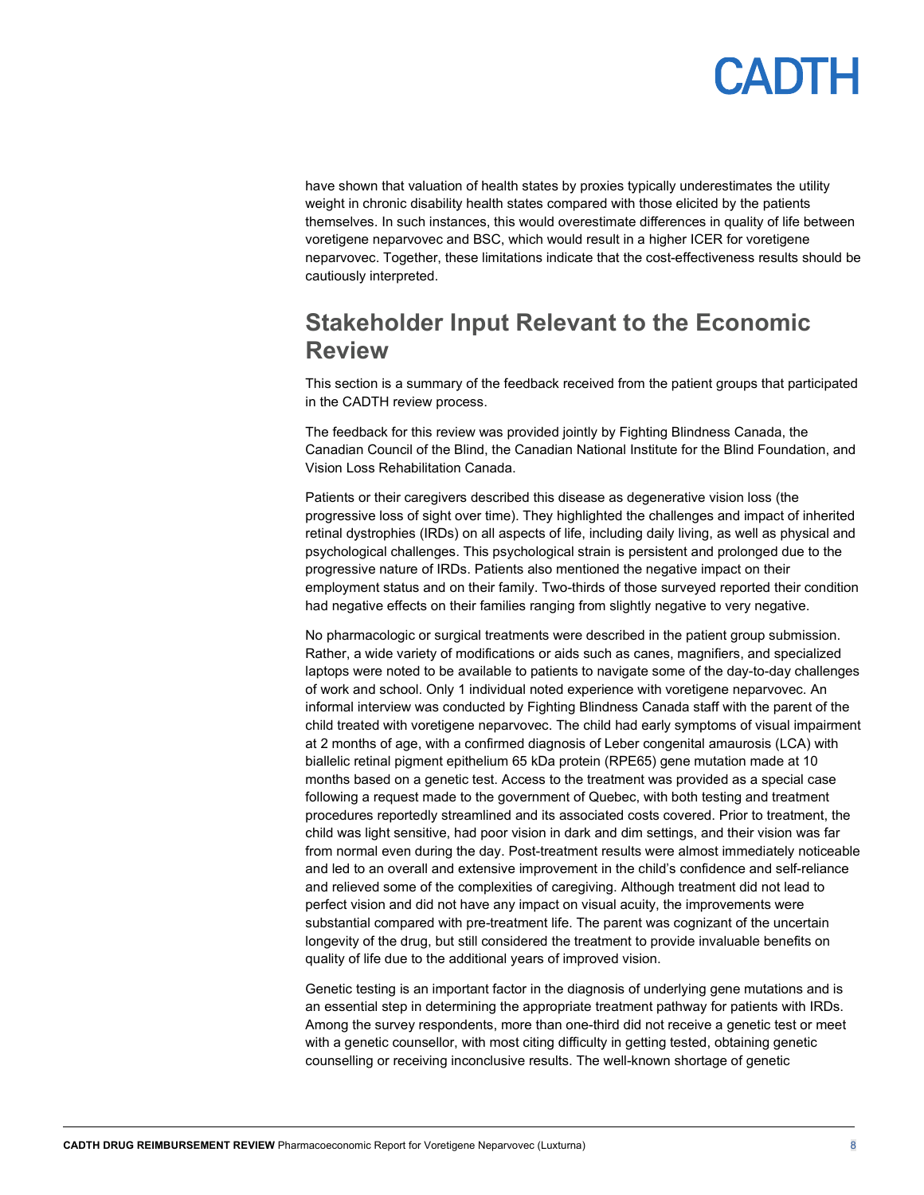have shown that valuation of health states by proxies typically underestimates the utility weight in chronic disability health states compared with those elicited by the patients themselves. In such instances, this would overestimate differences in quality of life between voretigene neparvovec and BSC, which would result in a higher ICER for voretigene neparvovec. Together, these limitations indicate that the cost-effectiveness results should be cautiously interpreted.

## Stakeholder Input Relevant to the Economic Review

This section is a summary of the feedback received from the patient groups that participated in the CADTH review process.

The feedback for this review was provided jointly by Fighting Blindness Canada, the Canadian Council of the Blind, the Canadian National Institute for the Blind Foundation, and Vision Loss Rehabilitation Canada.

Patients or their caregivers described this disease as degenerative vision loss (the progressive loss of sight over time). They highlighted the challenges and impact of inherited retinal dystrophies (IRDs) on all aspects of life, including daily living, as well as physical and psychological challenges. This psychological strain is persistent and prolonged due to the progressive nature of IRDs. Patients also mentioned the negative impact on their employment status and on their family. Two-thirds of those surveyed reported their condition had negative effects on their families ranging from slightly negative to very negative.

No pharmacologic or surgical treatments were described in the patient group submission. Rather, a wide variety of modifications or aids such as canes, magnifiers, and specialized laptops were noted to be available to patients to navigate some of the day-to-day challenges of work and school. Only 1 individual noted experience with voretigene neparvovec. An informal interview was conducted by Fighting Blindness Canada staff with the parent of the child treated with voretigene neparvovec. The child had early symptoms of visual impairment at 2 months of age, with a confirmed diagnosis of Leber congenital amaurosis (LCA) with biallelic retinal pigment epithelium 65 kDa protein (RPE65) gene mutation made at 10 months based on a genetic test. Access to the treatment was provided as a special case following a request made to the government of Quebec, with both testing and treatment procedures reportedly streamlined and its associated costs covered. Prior to treatment, the child was light sensitive, had poor vision in dark and dim settings, and their vision was far from normal even during the day. Post-treatment results were almost immediately noticeable and led to an overall and extensive improvement in the child's confidence and self-reliance and relieved some of the complexities of caregiving. Although treatment did not lead to perfect vision and did not have any impact on visual acuity, the improvements were substantial compared with pre-treatment life. The parent was cognizant of the uncertain longevity of the drug, but still considered the treatment to provide invaluable benefits on quality of life due to the additional years of improved vision.

Genetic testing is an important factor in the diagnosis of underlying gene mutations and is an essential step in determining the appropriate treatment pathway for patients with IRDs. Among the survey respondents, more than one-third did not receive a genetic test or meet with a genetic counsellor, with most citing difficulty in getting tested, obtaining genetic counselling or receiving inconclusive results. The well-known shortage of genetic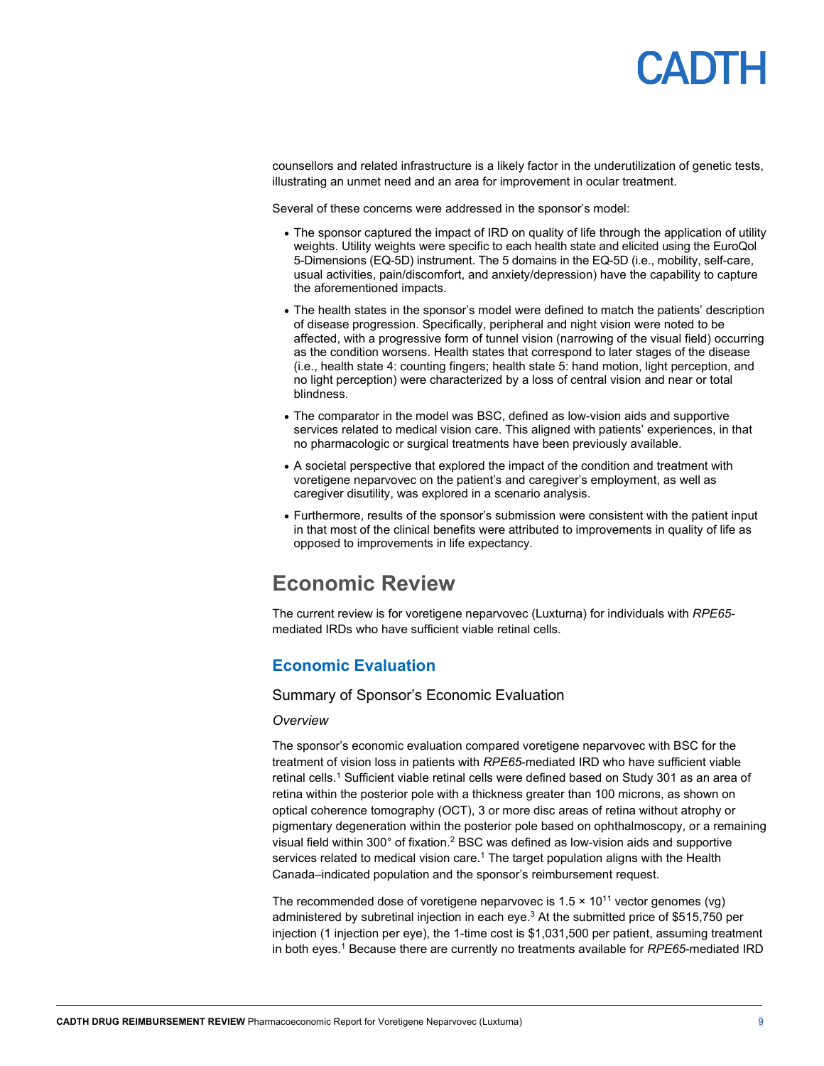counsellors and related infrastructure is a likely factor in the underutilization of genetic tests, illustrating an unmet need and an area for improvement in ocular treatment.

Several of these concerns were addressed in the sponsor's model:

- The sponsor captured the impact of IRD on quality of life through the application of utility weights. Utility weights were specific to each health state and elicited using the EuroQol 5-Dimensions (EQ-5D) instrument. The 5 domains in the EQ-5D (i.e., mobility, self-care, usual activities, pain/discomfort, and anxiety/depression) have the capability to capture the aforementioned impacts.
- The health states in the sponsor's model were defined to match the patients' description of disease progression. Specifically, peripheral and night vision were noted to be affected, with a progressive form of tunnel vision (narrowing of the visual field) occurring as the condition worsens. Health states that correspond to later stages of the disease (i.e., health state 4: counting fingers; health state 5: hand motion, light perception, and no light perception) were characterized by a loss of central vision and near or total blindness.
- The comparator in the model was BSC, defined as low-vision aids and supportive services related to medical vision care. This aligned with patients' experiences, in that no pharmacologic or surgical treatments have been previously available.
- A societal perspective that explored the impact of the condition and treatment with voretigene neparvovec on the patient's and caregiver's employment, as well as caregiver disutility, was explored in a scenario analysis.
- Furthermore, results of the sponsor's submission were consistent with the patient input in that most of the clinical benefits were attributed to improvements in quality of life as opposed to improvements in life expectancy.

# Economic Review

The current review is for voretigene neparvovec (Luxturna) for individuals with *RPE65*-mediated IRDs who have sufficient viable retinal cells.

## Economic Evaluation

### Summary of Sponsor's Economic Evaluation

*Overview*

The sponsor's economic evaluation compared voretigene neparvovec with BSC for the treatment of vision loss in patients with *RPE65*-mediated IRD who have sufficient viable retinal cells.[1] Sufficient viable retinal cells were defined based on Study 301 as an area of retina within the posterior pole with a thickness greater than 100 microns, as shown on optical coherence tomography (OCT), 3 or more disc areas of retina without atrophy or pigmentary degeneration within the posterior pole based on ophthalmoscopy, or a remaining visual field within 300° of fixation.[2] BSC was defined as low-vision aids and supportive services related to medical vision care.[1] The target population aligns with the Health Canada–indicated population and the sponsor's reimbursement request.

The recommended dose of voretigene neparvovec is $1.5 \times 10^{11}$ vector genomes (vg) administered by subretinal injection in each eye.[3] At the submitted price of $515,750 per injection (1 injection per eye), the 1-time cost is $1,031,500 per patient, assuming treatment in both eyes.[1] Because there are currently no treatments available for *RPE65*-mediated IRD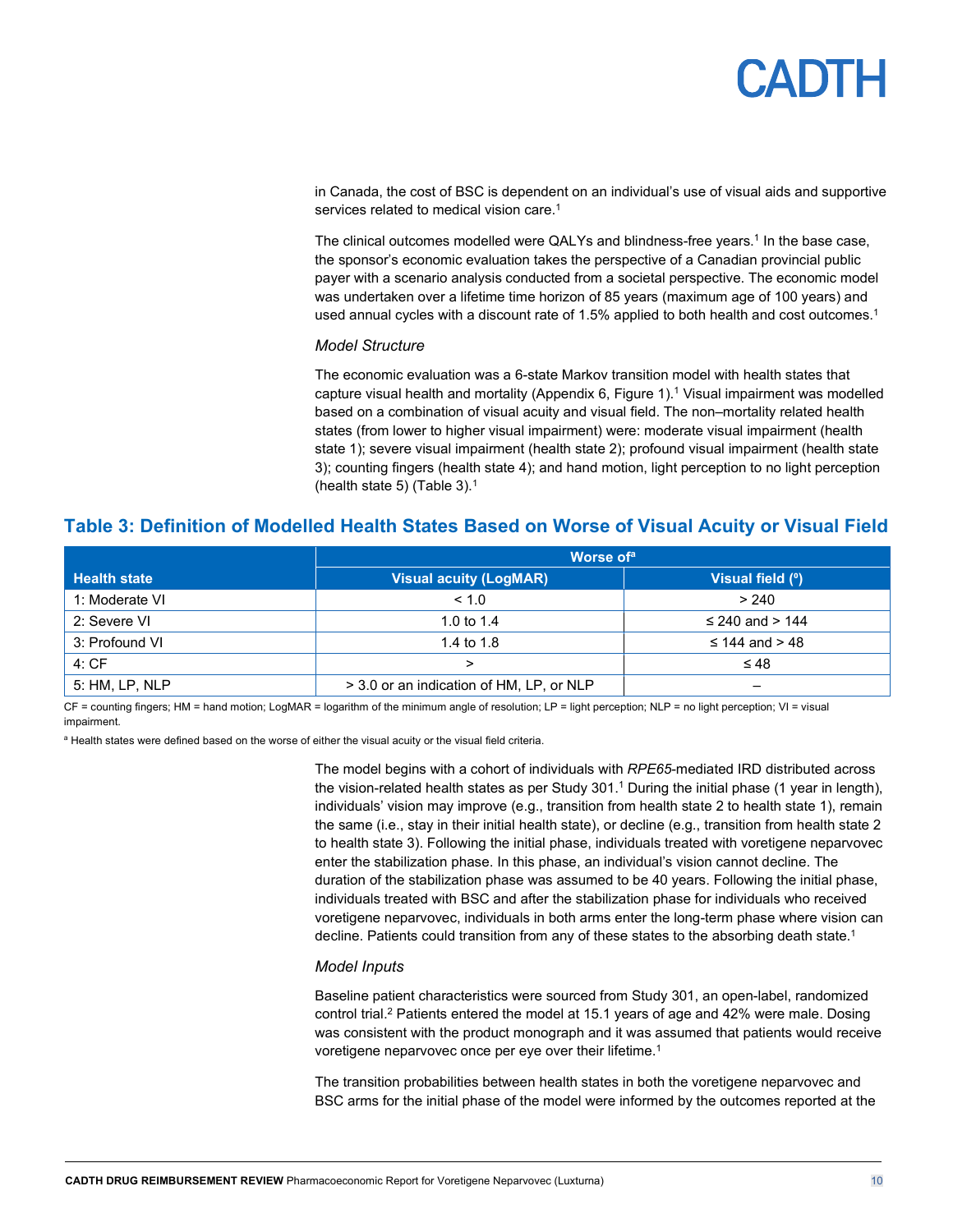in Canada, the cost of BSC is dependent on an individual's use of visual aids and supportive services related to medical vision care.[1]

The clinical outcomes modelled were QALYs and blindness-free years.[1] In the base case, the sponsor's economic evaluation takes the perspective of a Canadian provincial public payer with a scenario analysis conducted from a societal perspective. The economic model was undertaken over a lifetime time horizon of 85 years (maximum age of 100 years) and used annual cycles with a discount rate of 1.5% applied to both health and cost outcomes.[1]

*Model Structure*

The economic evaluation was a 6-state Markov transition model with health states that capture visual health and mortality (Appendix 6, Figure 1).[1] Visual impairment was modelled based on a combination of visual acuity and visual field. The non–mortality related health states (from lower to higher visual impairment) were: moderate visual impairment (health state 1); severe visual impairment (health state 2); profound visual impairment (health state 3); counting fingers (health state 4); and hand motion, light perception to no light perception (health state 5) (Table 3).[1]

## Table 3: Definition of Modelled Health States Based on Worse of Visual Acuity or Visual Field

| | Worse of[a] | |
|---|---|---|
| **Health state** | **Visual acuity (LogMAR)** | **Visual field (º)** |
| 1: Moderate VI | < 1.0 | > 240 |
| 2: Severe VI | 1.0 to 1.4 | ≤ 240 and > 144 |
| 3: Profound VI | 1.4 to 1.8 | ≤ 144 and > 48 |
| 4: CF | > | ≤ 48 |
| 5: HM, LP, NLP | > 3.0 or an indication of HM, LP, or NLP | – |

CF = counting fingers; HM = hand motion; LogMAR = logarithm of the minimum angle of resolution; LP = light perception; NLP = no light perception; VI = visual impairment.

[a] Health states were defined based on the worse of either the visual acuity or the visual field criteria.

The model begins with a cohort of individuals with *RPE65*-mediated IRD distributed across the vision-related health states as per Study 301.[1] During the initial phase (1 year in length), individuals' vision may improve (e.g., transition from health state 2 to health state 1), remain the same (i.e., stay in their initial health state), or decline (e.g., transition from health state 2 to health state 3). Following the initial phase, individuals treated with voretigene neparvovec enter the stabilization phase. In this phase, an individual's vision cannot decline. The duration of the stabilization phase was assumed to be 40 years. Following the initial phase, individuals treated with BSC and after the stabilization phase for individuals who received voretigene neparvovec, individuals in both arms enter the long-term phase where vision can decline. Patients could transition from any of these states to the absorbing death state.[1]

*Model Inputs*

Baseline patient characteristics were sourced from Study 301, an open-label, randomized control trial.[2] Patients entered the model at 15.1 years of age and 42% were male. Dosing was consistent with the product monograph and it was assumed that patients would receive voretigene neparvovec once per eye over their lifetime.[1]

The transition probabilities between health states in both the voretigene neparvovec and BSC arms for the initial phase of the model were informed by the outcomes reported at the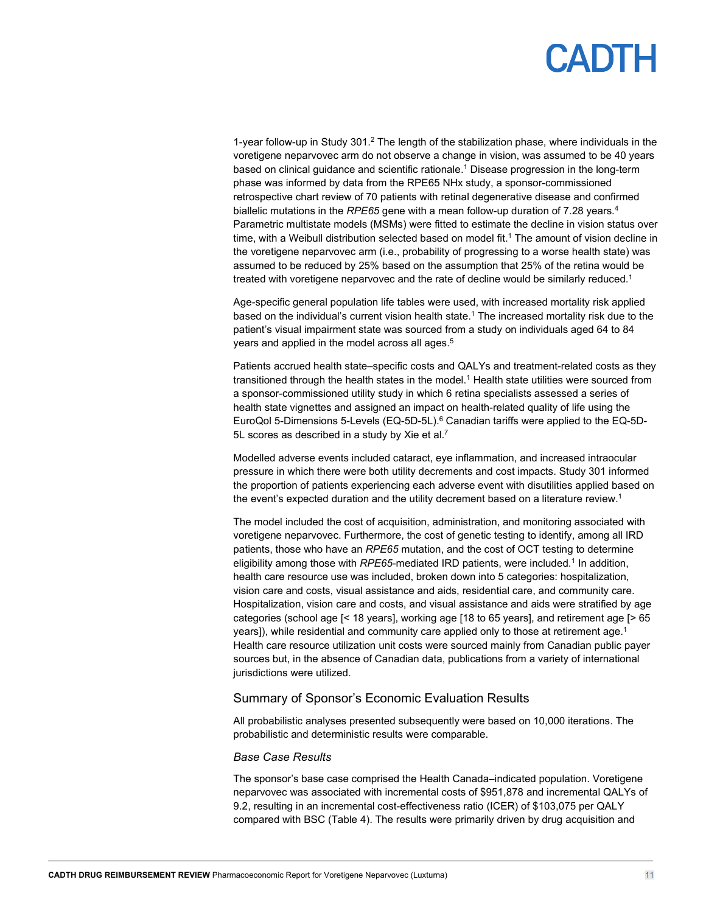1-year follow-up in Study 301.[2] The length of the stabilization phase, where individuals in the voretigene neparvovec arm do not observe a change in vision, was assumed to be 40 years based on clinical guidance and scientific rationale.[1] Disease progression in the long-term phase was informed by data from the RPE65 NHx study, a sponsor-commissioned retrospective chart review of 70 patients with retinal degenerative disease and confirmed biallelic mutations in the *RPE65* gene with a mean follow-up duration of 7.28 years.[4] Parametric multistate models (MSMs) were fitted to estimate the decline in vision status over time, with a Weibull distribution selected based on model fit.[1] The amount of vision decline in the voretigene neparvovec arm (i.e., probability of progressing to a worse health state) was assumed to be reduced by 25% based on the assumption that 25% of the retina would be treated with voretigene neparvovec and the rate of decline would be similarly reduced.[1]

Age-specific general population life tables were used, with increased mortality risk applied based on the individual's current vision health state.[1] The increased mortality risk due to the patient's visual impairment state was sourced from a study on individuals aged 64 to 84 years and applied in the model across all ages.[5]

Patients accrued health state–specific costs and QALYs and treatment-related costs as they transitioned through the health states in the model.[1] Health state utilities were sourced from a sponsor-commissioned utility study in which 6 retina specialists assessed a series of health state vignettes and assigned an impact on health-related quality of life using the EuroQol 5-Dimensions 5-Levels (EQ-5D-5L).[6] Canadian tariffs were applied to the EQ-5D-5L scores as described in a study by Xie et al.[7]

Modelled adverse events included cataract, eye inflammation, and increased intraocular pressure in which there were both utility decrements and cost impacts. Study 301 informed the proportion of patients experiencing each adverse event with disutilities applied based on the event's expected duration and the utility decrement based on a literature review.[1]

The model included the cost of acquisition, administration, and monitoring associated with voretigene neparvovec. Furthermore, the cost of genetic testing to identify, among all IRD patients, those who have an *RPE65* mutation, and the cost of OCT testing to determine eligibility among those with *RPE65*-mediated IRD patients, were included.[1] In addition, health care resource use was included, broken down into 5 categories: hospitalization, vision care and costs, visual assistance and aids, residential care, and community care. Hospitalization, vision care and costs, and visual assistance and aids were stratified by age categories (school age [< 18 years], working age [18 to 65 years], and retirement age [> 65 years]), while residential and community care applied only to those at retirement age.[1] Health care resource utilization unit costs were sourced mainly from Canadian public payer sources but, in the absence of Canadian data, publications from a variety of international jurisdictions were utilized.

## Summary of Sponsor's Economic Evaluation Results

All probabilistic analyses presented subsequently were based on 10,000 iterations. The probabilistic and deterministic results were comparable.

### *Base Case Results*

The sponsor's base case comprised the Health Canada–indicated population. Voretigene neparvovec was associated with incremental costs of $951,878 and incremental QALYs of 9.2, resulting in an incremental cost-effectiveness ratio (ICER) of $103,075 per QALY compared with BSC (Table 4). The results were primarily driven by drug acquisition and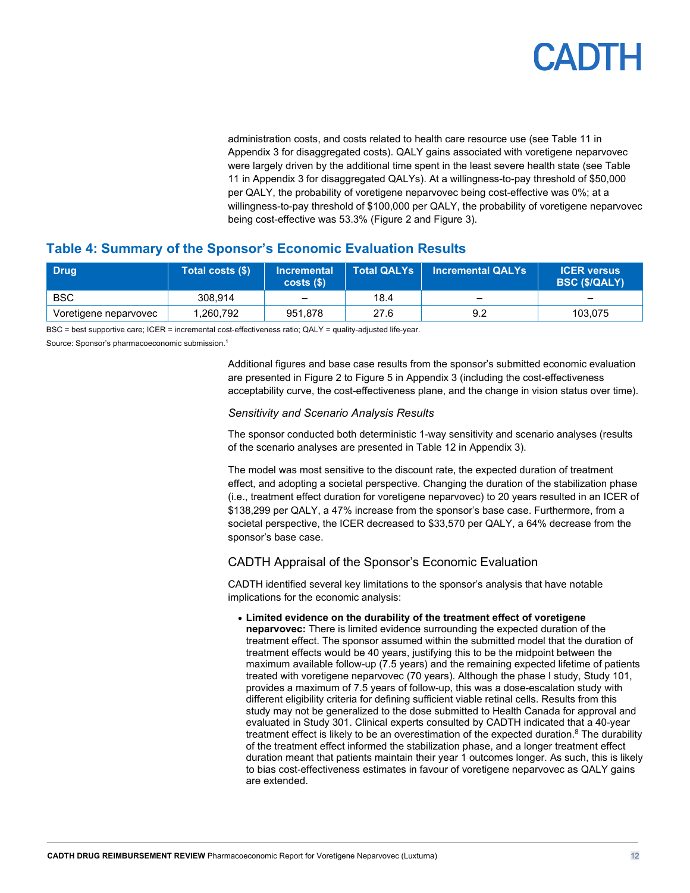administration costs, and costs related to health care resource use (see Table 11 in Appendix 3 for disaggregated costs). QALY gains associated with voretigene neparvovec were largely driven by the additional time spent in the least severe health state (see Table 11 in Appendix 3 for disaggregated QALYs). At a willingness-to-pay threshold of $50,000 per QALY, the probability of voretigene neparvovec being cost-effective was 0%; at a willingness-to-pay threshold of $100,000 per QALY, the probability of voretigene neparvovec being cost-effective was 53.3% (Figure 2 and Figure 3).

## Table 4: Summary of the Sponsor's Economic Evaluation Results

| Drug | Total costs ($) | Incremental costs ($) | Total QALYs | Incremental QALYs | ICER versus BSC ($/QALY) |
|---|---|---|---|---|---|
| BSC | 308,914 | – | 18.4 | – | – |
| Voretigene neparvovec | 1,260,792 | 951,878 | 27.6 | 9.2 | 103,075 |

BSC = best supportive care; ICER = incremental cost-effectiveness ratio; QALY = quality-adjusted life-year.

Source: Sponsor's pharmacoeconomic submission.[1]

Additional figures and base case results from the sponsor's submitted economic evaluation are presented in Figure 2 to Figure 5 in Appendix 3 (including the cost-effectiveness acceptability curve, the cost-effectiveness plane, and the change in vision status over time).

*Sensitivity and Scenario Analysis Results*

The sponsor conducted both deterministic 1-way sensitivity and scenario analyses (results of the scenario analyses are presented in Table 12 in Appendix 3).

The model was most sensitive to the discount rate, the expected duration of treatment effect, and adopting a societal perspective. Changing the duration of the stabilization phase (i.e., treatment effect duration for voretigene neparvovec) to 20 years resulted in an ICER of $138,299 per QALY, a 47% increase from the sponsor's base case. Furthermore, from a societal perspective, the ICER decreased to $33,570 per QALY, a 64% decrease from the sponsor's base case.

### CADTH Appraisal of the Sponsor's Economic Evaluation

CADTH identified several key limitations to the sponsor's analysis that have notable implications for the economic analysis:

- **Limited evidence on the durability of the treatment effect of voretigene neparvovec:** There is limited evidence surrounding the expected duration of the treatment effect. The sponsor assumed within the submitted model that the duration of treatment effects would be 40 years, justifying this to be the midpoint between the maximum available follow-up (7.5 years) and the remaining expected lifetime of patients treated with voretigene neparvovec (70 years). Although the phase I study, Study 101, provides a maximum of 7.5 years of follow-up, this was a dose-escalation study with different eligibility criteria for defining sufficient viable retinal cells. Results from this study may not be generalized to the dose submitted to Health Canada for approval and evaluated in Study 301. Clinical experts consulted by CADTH indicated that a 40-year treatment effect is likely to be an overestimation of the expected duration.[8] The durability of the treatment effect informed the stabilization phase, and a longer treatment effect duration meant that patients maintain their year 1 outcomes longer. As such, this is likely to bias cost-effectiveness estimates in favour of voretigene neparvovec as QALY gains are extended.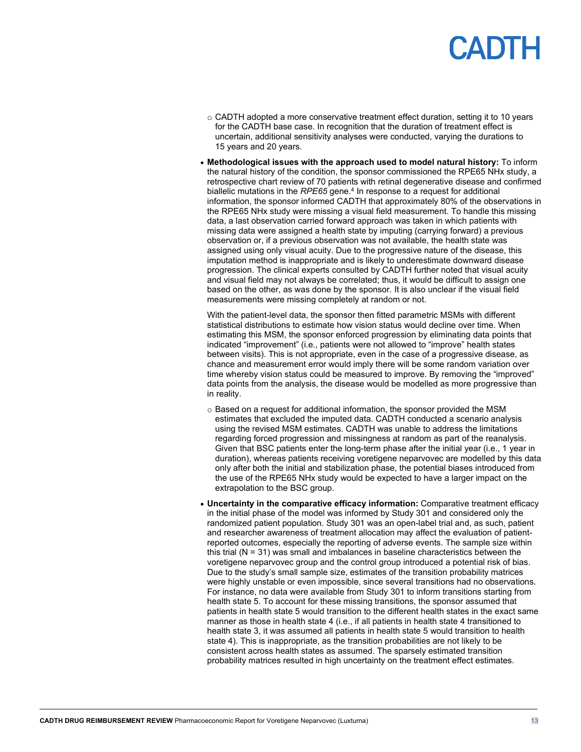- CADTH adopted a more conservative treatment effect duration, setting it to 10 years for the CADTH base case. In recognition that the duration of treatment effect is uncertain, additional sensitivity analyses were conducted, varying the durations to 15 years and 20 years.

- **Methodological issues with the approach used to model natural history:** To inform the natural history of the condition, the sponsor commissioned the RPE65 NHx study, a retrospective chart review of 70 patients with retinal degenerative disease and confirmed biallelic mutations in the *RPE65* gene.[4] In response to a request for additional information, the sponsor informed CADTH that approximately 80% of the observations in the RPE65 NHx study were missing a visual field measurement. To handle this missing data, a last observation carried forward approach was taken in which patients with missing data were assigned a health state by imputing (carrying forward) a previous observation or, if a previous observation was not available, the health state was assigned using only visual acuity. Due to the progressive nature of the disease, this imputation method is inappropriate and is likely to underestimate downward disease progression. The clinical experts consulted by CADTH further noted that visual acuity and visual field may not always be correlated; thus, it would be difficult to assign one based on the other, as was done by the sponsor. It is also unclear if the visual field measurements were missing completely at random or not.

  With the patient-level data, the sponsor then fitted parametric MSMs with different statistical distributions to estimate how vision status would decline over time. When estimating this MSM, the sponsor enforced progression by eliminating data points that indicated "improvement" (i.e., patients were not allowed to "improve" health states between visits). This is not appropriate, even in the case of a progressive disease, as chance and measurement error would imply there will be some random variation over time whereby vision status could be measured to improve. By removing the "improved" data points from the analysis, the disease would be modelled as more progressive than in reality.

  - Based on a request for additional information, the sponsor provided the MSM estimates that excluded the imputed data. CADTH conducted a scenario analysis using the revised MSM estimates. CADTH was unable to address the limitations regarding forced progression and missingness at random as part of the reanalysis. Given that BSC patients enter the long-term phase after the initial year (i.e., 1 year in duration), whereas patients receiving voretigene neparvovec are modelled by this data only after both the initial and stabilization phase, the potential biases introduced from the use of the RPE65 NHx study would be expected to have a larger impact on the extrapolation to the BSC group.

- **Uncertainty in the comparative efficacy information:** Comparative treatment efficacy in the initial phase of the model was informed by Study 301 and considered only the randomized patient population. Study 301 was an open-label trial and, as such, patient and researcher awareness of treatment allocation may affect the evaluation of patient-reported outcomes, especially the reporting of adverse events. The sample size within this trial (N = 31) was small and imbalances in baseline characteristics between the voretigene neparvovec group and the control group introduced a potential risk of bias. Due to the study's small sample size, estimates of the transition probability matrices were highly unstable or even impossible, since several transitions had no observations. For instance, no data were available from Study 301 to inform transitions starting from health state 5. To account for these missing transitions, the sponsor assumed that patients in health state 5 would transition to the different health states in the exact same manner as those in health state 4 (i.e., if all patients in health state 4 transitioned to health state 3, it was assumed all patients in health state 5 would transition to health state 4). This is inappropriate, as the transition probabilities are not likely to be consistent across health states as assumed. The sparsely estimated transition probability matrices resulted in high uncertainty on the treatment effect estimates.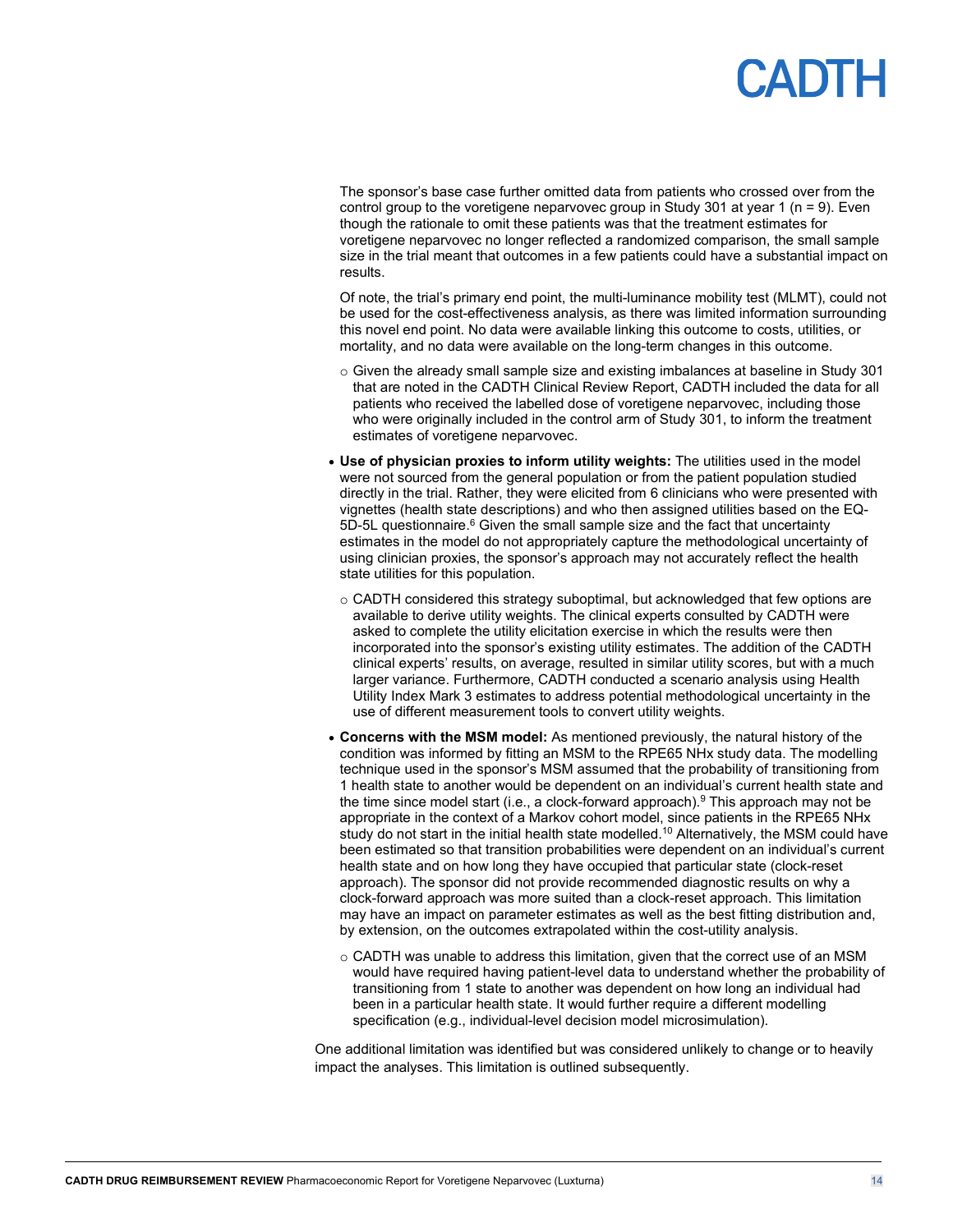The sponsor's base case further omitted data from patients who crossed over from the control group to the voretigene neparvovec group in Study 301 at year 1 (n = 9). Even though the rationale to omit these patients was that the treatment estimates for voretigene neparvovec no longer reflected a randomized comparison, the small sample size in the trial meant that outcomes in a few patients could have a substantial impact on results.

Of note, the trial's primary end point, the multi-luminance mobility test (MLMT), could not be used for the cost-effectiveness analysis, as there was limited information surrounding this novel end point. No data were available linking this outcome to costs, utilities, or mortality, and no data were available on the long-term changes in this outcome.

  - Given the already small sample size and existing imbalances at baseline in Study 301 that are noted in the CADTH Clinical Review Report, CADTH included the data for all patients who received the labelled dose of voretigene neparvovec, including those who were originally included in the control arm of Study 301, to inform the treatment estimates of voretigene neparvovec.

- **Use of physician proxies to inform utility weights:** The utilities used in the model were not sourced from the general population or from the patient population studied directly in the trial. Rather, they were elicited from 6 clinicians who were presented with vignettes (health state descriptions) and who then assigned utilities based on the EQ-5D-5L questionnaire.[6] Given the small sample size and the fact that uncertainty estimates in the model do not appropriately capture the methodological uncertainty of using clinician proxies, the sponsor's approach may not accurately reflect the health state utilities for this population.
  - CADTH considered this strategy suboptimal, but acknowledged that few options are available to derive utility weights. The clinical experts consulted by CADTH were asked to complete the utility elicitation exercise in which the results were then incorporated into the sponsor's existing utility estimates. The addition of the CADTH clinical experts' results, on average, resulted in similar utility scores, but with a much larger variance. Furthermore, CADTH conducted a scenario analysis using Health Utility Index Mark 3 estimates to address potential methodological uncertainty in the use of different measurement tools to convert utility weights.

- **Concerns with the MSM model:** As mentioned previously, the natural history of the condition was informed by fitting an MSM to the RPE65 NHx study data. The modelling technique used in the sponsor's MSM assumed that the probability of transitioning from 1 health state to another would be dependent on an individual's current health state and the time since model start (i.e., a clock-forward approach).[9] This approach may not be appropriate in the context of a Markov cohort model, since patients in the RPE65 NHx study do not start in the initial health state modelled.[10] Alternatively, the MSM could have been estimated so that transition probabilities were dependent on an individual's current health state and on how long they have occupied that particular state (clock-reset approach). The sponsor did not provide recommended diagnostic results on why a clock-forward approach was more suited than a clock-reset approach. This limitation may have an impact on parameter estimates as well as the best fitting distribution and, by extension, on the outcomes extrapolated within the cost-utility analysis.
  - CADTH was unable to address this limitation, given that the correct use of an MSM would have required having patient-level data to understand whether the probability of transitioning from 1 state to another was dependent on how long an individual had been in a particular health state. It would further require a different modelling specification (e.g., individual-level decision model microsimulation).

One additional limitation was identified but was considered unlikely to change or to heavily impact the analyses. This limitation is outlined subsequently.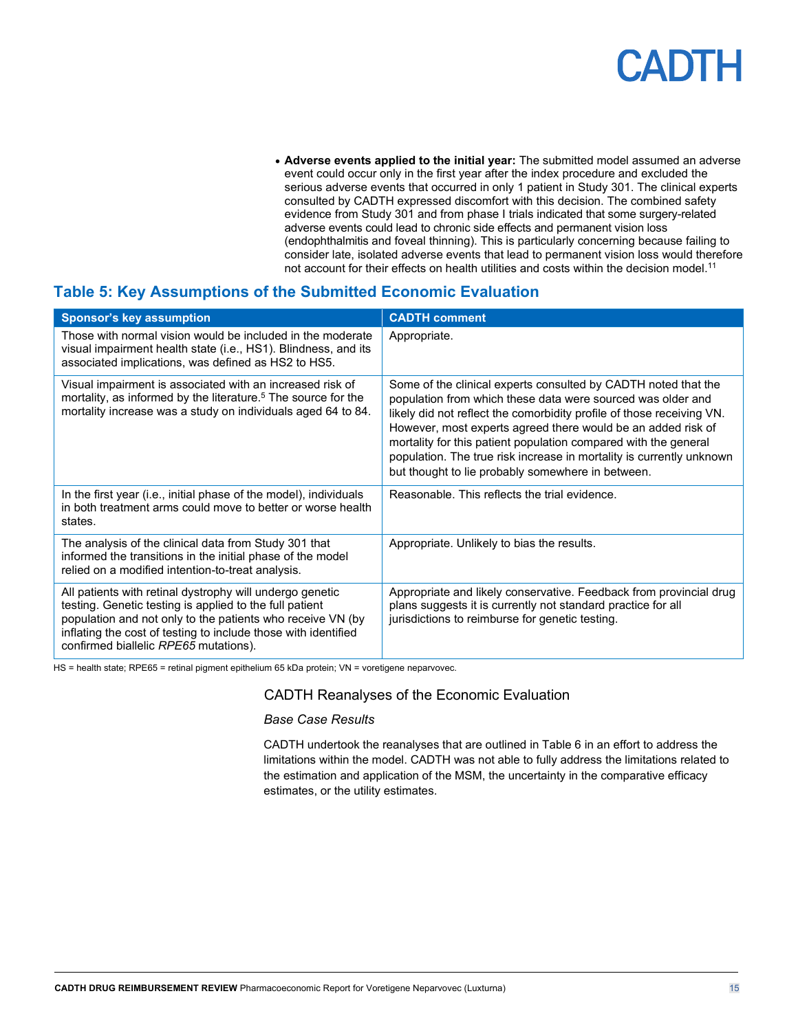- **Adverse events applied to the initial year:** The submitted model assumed an adverse event could occur only in the first year after the index procedure and excluded the serious adverse events that occurred in only 1 patient in Study 301. The clinical experts consulted by CADTH expressed discomfort with this decision. The combined safety evidence from Study 301 and from phase I trials indicated that some surgery-related adverse events could lead to chronic side effects and permanent vision loss (endophthalmitis and foveal thinning). This is particularly concerning because failing to consider late, isolated adverse events that lead to permanent vision loss would therefore not account for their effects on health utilities and costs within the decision model.[11]

## Table 5: Key Assumptions of the Submitted Economic Evaluation

| Sponsor's key assumption | CADTH comment |
| --- | --- |
| Those with normal vision would be included in the moderate visual impairment health state (i.e., HS1). Blindness, and its associated implications, was defined as HS2 to HS5. | Appropriate. |
| Visual impairment is associated with an increased risk of mortality, as informed by the literature.[5] The source for the mortality increase was a study on individuals aged 64 to 84. | Some of the clinical experts consulted by CADTH noted that the population from which these data were sourced was older and likely did not reflect the comorbidity profile of those receiving VN. However, most experts agreed there would be an added risk of mortality for this patient population compared with the general population. The true risk increase in mortality is currently unknown but thought to lie probably somewhere in between. |
| In the first year (i.e., initial phase of the model), individuals in both treatment arms could move to better or worse health states. | Reasonable. This reflects the trial evidence. |
| The analysis of the clinical data from Study 301 that informed the transitions in the initial phase of the model relied on a modified intention-to-treat analysis. | Appropriate. Unlikely to bias the results. |
| All patients with retinal dystrophy will undergo genetic testing. Genetic testing is applied to the full patient population and not only to the patients who receive VN (by inflating the cost of testing to include those with identified confirmed biallelic *RPE65* mutations). | Appropriate and likely conservative. Feedback from provincial drug plans suggests it is currently not standard practice for all jurisdictions to reimburse for genetic testing. |

HS = health state; RPE65 = retinal pigment epithelium 65 kDa protein; VN = voretigene neparvovec.

### CADTH Reanalyses of the Economic Evaluation

*Base Case Results*

CADTH undertook the reanalyses that are outlined in Table 6 in an effort to address the limitations within the model. CADTH was not able to fully address the limitations related to the estimation and application of the MSM, the uncertainty in the comparative efficacy estimates, or the utility estimates.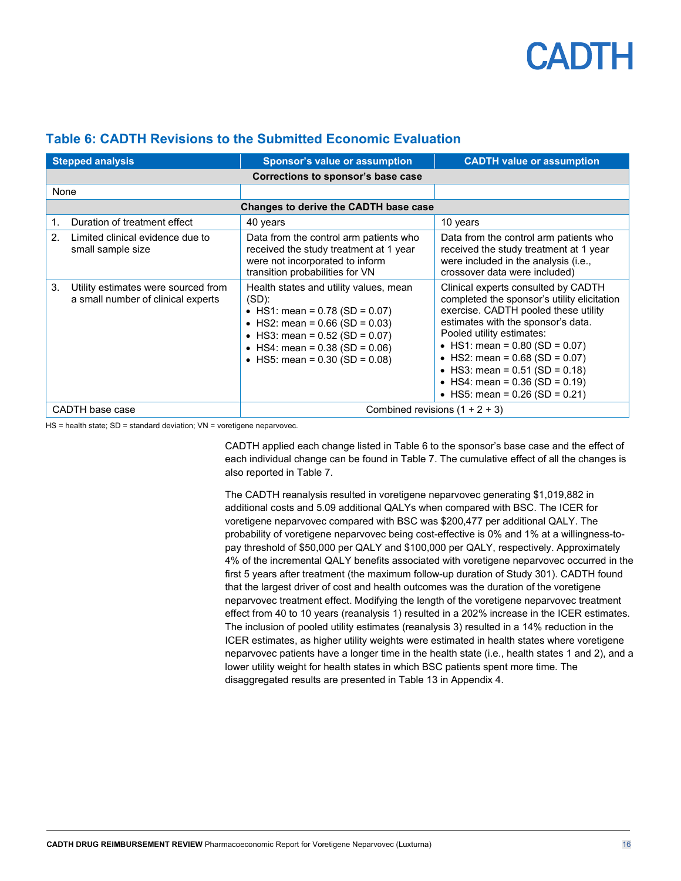## Table 6: CADTH Revisions to the Submitted Economic Evaluation

| Stepped analysis | Sponsor's value or assumption | CADTH value or assumption |
|---|---|---|
| **Corrections to sponsor's base case** | | |
| None | | |
| **Changes to derive the CADTH base case** | | |
| 1. Duration of treatment effect | 40 years | 10 years |
| 2. Limited clinical evidence due to small sample size | Data from the control arm patients who received the study treatment at 1 year were not incorporated to inform transition probabilities for VN | Data from the control arm patients who received the study treatment at 1 year were included in the analysis (i.e., crossover data were included) |
| 3. Utility estimates were sourced from a small number of clinical experts | Health states and utility values, mean (SD): <br>• HS1: mean = 0.78 (SD = 0.07) <br>• HS2: mean = 0.66 (SD = 0.03) <br>• HS3: mean = 0.52 (SD = 0.07) <br>• HS4: mean = 0.38 (SD = 0.06) <br>• HS5: mean = 0.30 (SD = 0.08) | Clinical experts consulted by CADTH completed the sponsor's utility elicitation exercise. CADTH pooled these utility estimates with the sponsor's data. Pooled utility estimates: <br>• HS1: mean = 0.80 (SD = 0.07) <br>• HS2: mean = 0.68 (SD = 0.07) <br>• HS3: mean = 0.51 (SD = 0.18) <br>• HS4: mean = 0.36 (SD = 0.19) <br>• HS5: mean = 0.26 (SD = 0.21) |
| CADTH base case | Combined revisions (1 + 2 + 3) | |

HS = health state; SD = standard deviation; VN = voretigene neparvovec.

CADTH applied each change listed in Table 6 to the sponsor's base case and the effect of each individual change can be found in Table 7. The cumulative effect of all the changes is also reported in Table 7.

The CADTH reanalysis resulted in voretigene neparvovec generating $1,019,882 in additional costs and 5.09 additional QALYs when compared with BSC. The ICER for voretigene neparvovec compared with BSC was $200,477 per additional QALY. The probability of voretigene neparvovec being cost-effective is 0% and 1% at a willingness-to-pay threshold of $50,000 per QALY and $100,000 per QALY, respectively. Approximately 4% of the incremental QALY benefits associated with voretigene neparvovec occurred in the first 5 years after treatment (the maximum follow-up duration of Study 301). CADTH found that the largest driver of cost and health outcomes was the duration of the voretigene neparvovec treatment effect. Modifying the length of the voretigene neparvovec treatment effect from 40 to 10 years (reanalysis 1) resulted in a 202% increase in the ICER estimates. The inclusion of pooled utility estimates (reanalysis 3) resulted in a 14% reduction in the ICER estimates, as higher utility weights were estimated in health states where voretigene neparvovec patients have a longer time in the health state (i.e., health states 1 and 2), and a lower utility weight for health states in which BSC patients spent more time. The disaggregated results are presented in Table 13 in Appendix 4.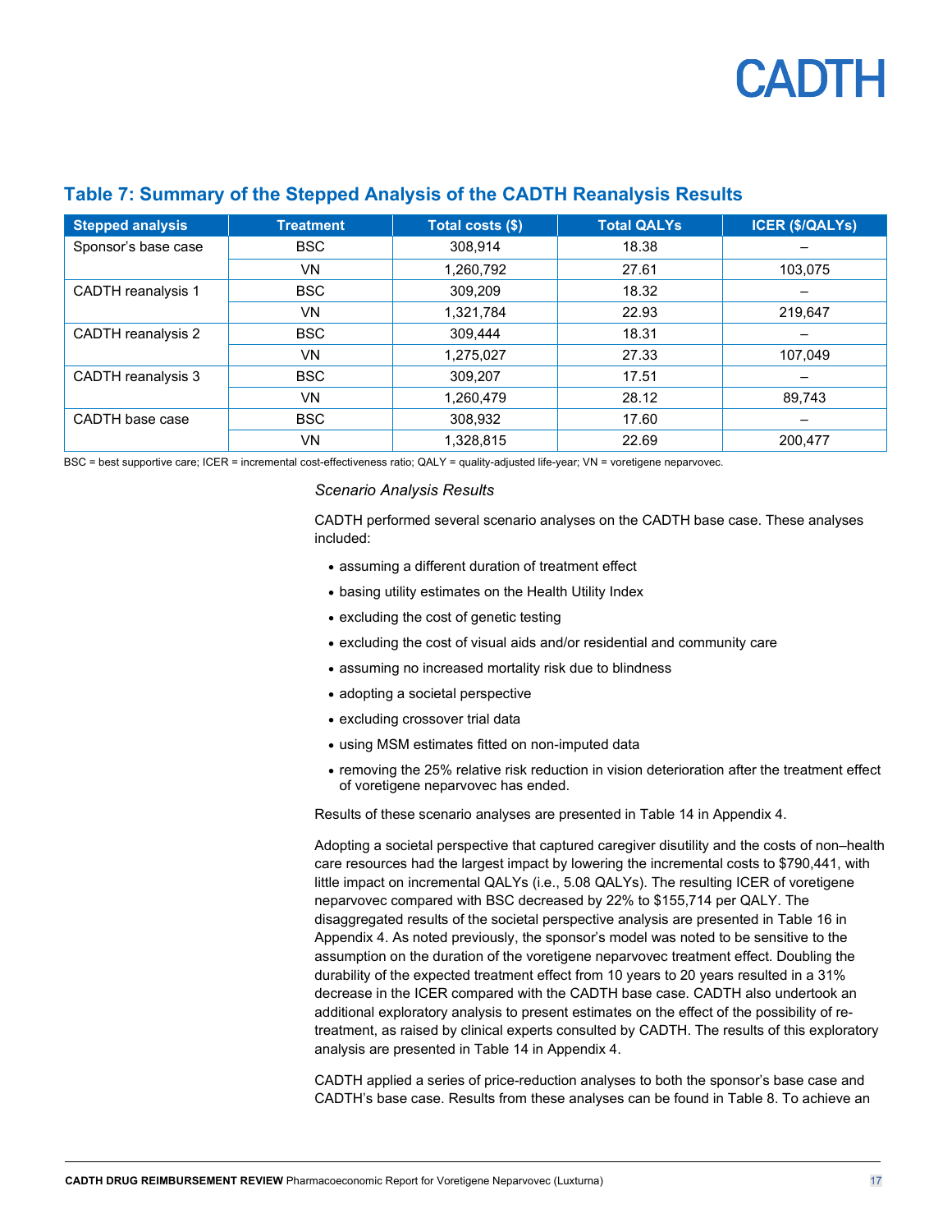## Table 7: Summary of the Stepped Analysis of the CADTH Reanalysis Results

| Stepped analysis | Treatment | Total costs ($) | Total QALYs | ICER ($/QALYs) |
|---|---|---|---|---|
| Sponsor's base case | BSC | 308,914 | 18.38 | – |
| | VN | 1,260,792 | 27.61 | 103,075 |
| CADTH reanalysis 1 | BSC | 309,209 | 18.32 | – |
| | VN | 1,321,784 | 22.93 | 219,647 |
| CADTH reanalysis 2 | BSC | 309,444 | 18.31 | – |
| | VN | 1,275,027 | 27.33 | 107,049 |
| CADTH reanalysis 3 | BSC | 309,207 | 17.51 | – |
| | VN | 1,260,479 | 28.12 | 89,743 |
| CADTH base case | BSC | 308,932 | 17.60 | – |
| | VN | 1,328,815 | 22.69 | 200,477 |

BSC = best supportive care; ICER = incremental cost-effectiveness ratio; QALY = quality-adjusted life-year; VN = voretigene neparvovec.

*Scenario Analysis Results*

CADTH performed several scenario analyses on the CADTH base case. These analyses included:

- assuming a different duration of treatment effect
- basing utility estimates on the Health Utility Index
- excluding the cost of genetic testing
- excluding the cost of visual aids and/or residential and community care
- assuming no increased mortality risk due to blindness
- adopting a societal perspective
- excluding crossover trial data
- using MSM estimates fitted on non-imputed data
- removing the 25% relative risk reduction in vision deterioration after the treatment effect of voretigene neparvovec has ended.

Results of these scenario analyses are presented in Table 14 in Appendix 4.

Adopting a societal perspective that captured caregiver disutility and the costs of non–health care resources had the largest impact by lowering the incremental costs to $790,441, with little impact on incremental QALYs (i.e., 5.08 QALYs). The resulting ICER of voretigene neparvovec compared with BSC decreased by 22% to $155,714 per QALY. The disaggregated results of the societal perspective analysis are presented in Table 16 in Appendix 4. As noted previously, the sponsor's model was noted to be sensitive to the assumption on the duration of the voretigene neparvovec treatment effect. Doubling the durability of the expected treatment effect from 10 years to 20 years resulted in a 31% decrease in the ICER compared with the CADTH base case. CADTH also undertook an additional exploratory analysis to present estimates on the effect of the possibility of re-treatment, as raised by clinical experts consulted by CADTH. The results of this exploratory analysis are presented in Table 14 in Appendix 4.

CADTH applied a series of price-reduction analyses to both the sponsor's base case and CADTH's base case. Results from these analyses can be found in Table 8. To achieve an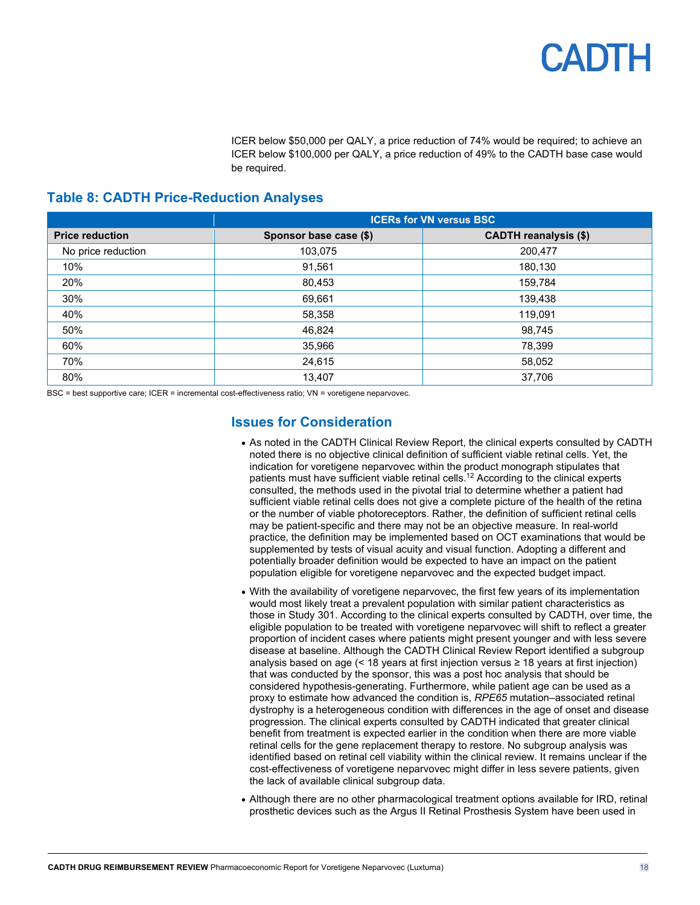ICER below $50,000 per QALY, a price reduction of 74% would be required; to achieve an ICER below $100,000 per QALY, a price reduction of 49% to the CADTH base case would be required.

### Table 8: CADTH Price-Reduction Analyses

| | ICERs for VN versus BSC | |
|---|---|---|
| **Price reduction** | **Sponsor base case ($)** | **CADTH reanalysis ($)** |
| No price reduction | 103,075 | 200,477 |
| 10% | 91,561 | 180,130 |
| 20% | 80,453 | 159,784 |
| 30% | 69,661 | 139,438 |
| 40% | 58,358 | 119,091 |
| 50% | 46,824 | 98,745 |
| 60% | 35,966 | 78,399 |
| 70% | 24,615 | 58,052 |
| 80% | 13,407 | 37,706 |

BSC = best supportive care; ICER = incremental cost-effectiveness ratio; VN = voretigene neparvovec.

## Issues for Consideration

- As noted in the CADTH Clinical Review Report, the clinical experts consulted by CADTH noted there is no objective clinical definition of sufficient viable retinal cells. Yet, the indication for voretigene neparvovec within the product monograph stipulates that patients must have sufficient viable retinal cells.[12] According to the clinical experts consulted, the methods used in the pivotal trial to determine whether a patient had sufficient viable retinal cells does not give a complete picture of the health of the retina or the number of viable photoreceptors. Rather, the definition of sufficient retinal cells may be patient-specific and there may not be an objective measure. In real-world practice, the definition may be implemented based on OCT examinations that would be supplemented by tests of visual acuity and visual function. Adopting a different and potentially broader definition would be expected to have an impact on the patient population eligible for voretigene neparvovec and the expected budget impact.
- With the availability of voretigene neparvovec, the first few years of its implementation would most likely treat a prevalent population with similar patient characteristics as those in Study 301. According to the clinical experts consulted by CADTH, over time, the eligible population to be treated with voretigene neparvovec will shift to reflect a greater proportion of incident cases where patients might present younger and with less severe disease at baseline. Although the CADTH Clinical Review Report identified a subgroup analysis based on age (< 18 years at first injection versus ≥ 18 years at first injection) that was conducted by the sponsor, this was a post hoc analysis that should be considered hypothesis-generating. Furthermore, while patient age can be used as a proxy to estimate how advanced the condition is, *RPE65* mutation–associated retinal dystrophy is a heterogeneous condition with differences in the age of onset and disease progression. The clinical experts consulted by CADTH indicated that greater clinical benefit from treatment is expected earlier in the condition when there are more viable retinal cells for the gene replacement therapy to restore. No subgroup analysis was identified based on retinal cell viability within the clinical review. It remains unclear if the cost-effectiveness of voretigene neparvovec might differ in less severe patients, given the lack of available clinical subgroup data.
- Although there are no other pharmacological treatment options available for IRD, retinal prosthetic devices such as the Argus II Retinal Prosthesis System have been used in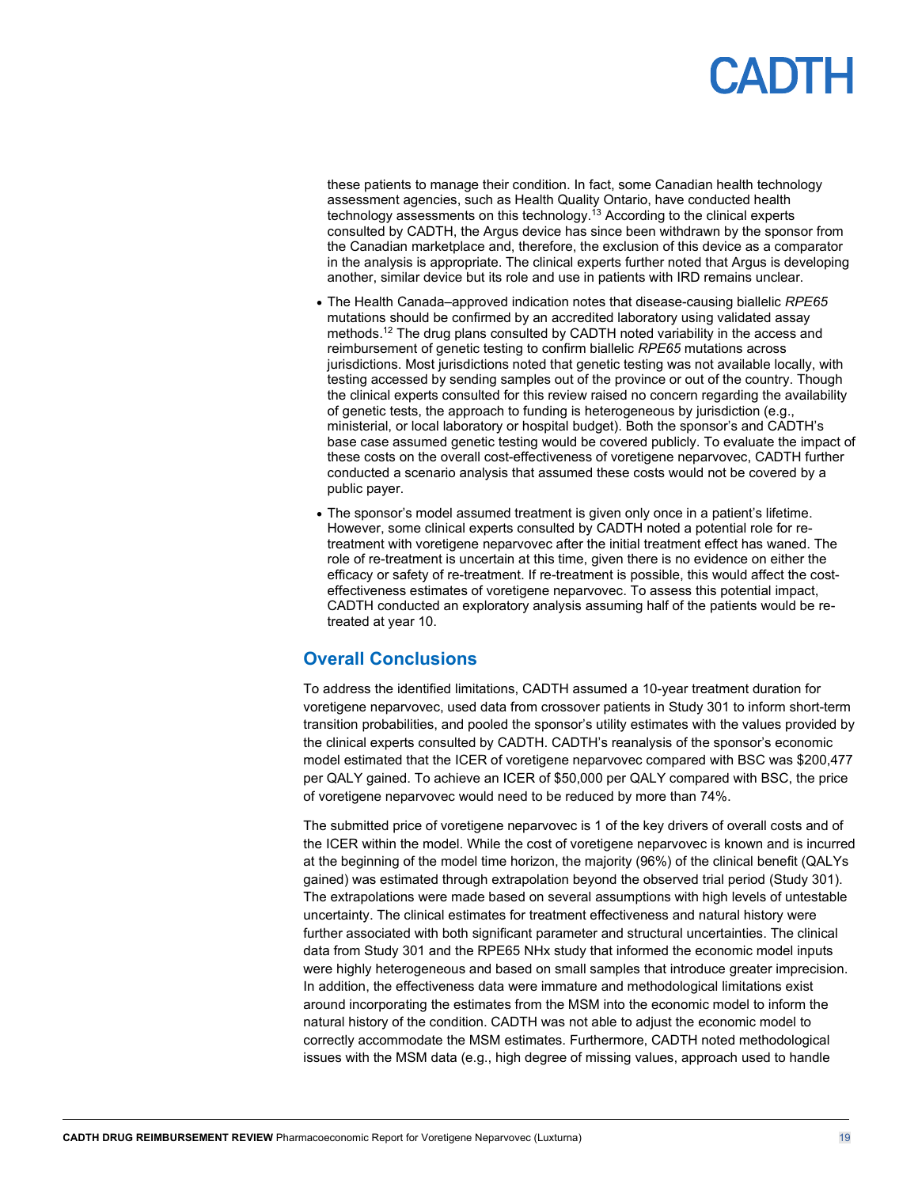these patients to manage their condition. In fact, some Canadian health technology assessment agencies, such as Health Quality Ontario, have conducted health technology assessments on this technology.[13] According to the clinical experts consulted by CADTH, the Argus device has since been withdrawn by the sponsor from the Canadian marketplace and, therefore, the exclusion of this device as a comparator in the analysis is appropriate. The clinical experts further noted that Argus is developing another, similar device but its role and use in patients with IRD remains unclear.

- The Health Canada–approved indication notes that disease-causing biallelic *RPE65* mutations should be confirmed by an accredited laboratory using validated assay methods.[12] The drug plans consulted by CADTH noted variability in the access and reimbursement of genetic testing to confirm biallelic *RPE65* mutations across jurisdictions. Most jurisdictions noted that genetic testing was not available locally, with testing accessed by sending samples out of the province or out of the country. Though the clinical experts consulted for this review raised no concern regarding the availability of genetic tests, the approach to funding is heterogeneous by jurisdiction (e.g., ministerial, or local laboratory or hospital budget). Both the sponsor's and CADTH's base case assumed genetic testing would be covered publicly. To evaluate the impact of these costs on the overall cost-effectiveness of voretigene neparvovec, CADTH further conducted a scenario analysis that assumed these costs would not be covered by a public payer.
- The sponsor's model assumed treatment is given only once in a patient's lifetime. However, some clinical experts consulted by CADTH noted a potential role for re-treatment with voretigene neparvovec after the initial treatment effect has waned. The role of re-treatment is uncertain at this time, given there is no evidence on either the efficacy or safety of re-treatment. If re-treatment is possible, this would affect the cost-effectiveness estimates of voretigene neparvovec. To assess this potential impact, CADTH conducted an exploratory analysis assuming half of the patients would be re-treated at year 10.

## Overall Conclusions

To address the identified limitations, CADTH assumed a 10-year treatment duration for voretigene neparvovec, used data from crossover patients in Study 301 to inform short-term transition probabilities, and pooled the sponsor's utility estimates with the values provided by the clinical experts consulted by CADTH. CADTH's reanalysis of the sponsor's economic model estimated that the ICER of voretigene neparvovec compared with BSC was $200,477 per QALY gained. To achieve an ICER of $50,000 per QALY compared with BSC, the price of voretigene neparvovec would need to be reduced by more than 74%.

The submitted price of voretigene neparvovec is 1 of the key drivers of overall costs and of the ICER within the model. While the cost of voretigene neparvovec is known and is incurred at the beginning of the model time horizon, the majority (96%) of the clinical benefit (QALYs gained) was estimated through extrapolation beyond the observed trial period (Study 301). The extrapolations were made based on several assumptions with high levels of untestable uncertainty. The clinical estimates for treatment effectiveness and natural history were further associated with both significant parameter and structural uncertainties. The clinical data from Study 301 and the RPE65 NHx study that informed the economic model inputs were highly heterogeneous and based on small samples that introduce greater imprecision. In addition, the effectiveness data were immature and methodological limitations exist around incorporating the estimates from the MSM into the economic model to inform the natural history of the condition. CADTH was not able to adjust the economic model to correctly accommodate the MSM estimates. Furthermore, CADTH noted methodological issues with the MSM data (e.g., high degree of missing values, approach used to handle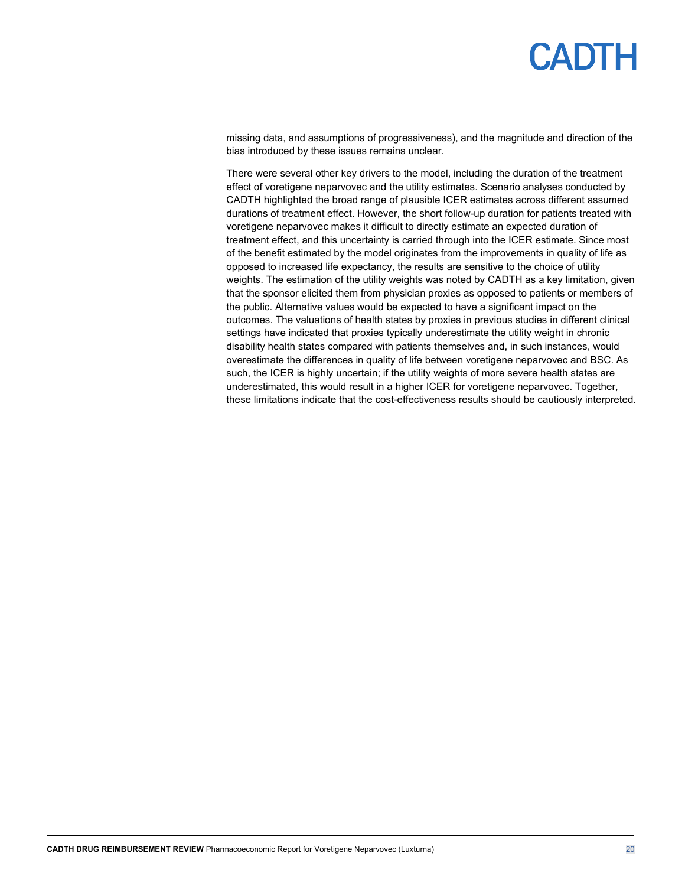missing data, and assumptions of progressiveness), and the magnitude and direction of the bias introduced by these issues remains unclear.

There were several other key drivers to the model, including the duration of the treatment effect of voretigene neparvovec and the utility estimates. Scenario analyses conducted by CADTH highlighted the broad range of plausible ICER estimates across different assumed durations of treatment effect. However, the short follow-up duration for patients treated with voretigene neparvovec makes it difficult to directly estimate an expected duration of treatment effect, and this uncertainty is carried through into the ICER estimate. Since most of the benefit estimated by the model originates from the improvements in quality of life as opposed to increased life expectancy, the results are sensitive to the choice of utility weights. The estimation of the utility weights was noted by CADTH as a key limitation, given that the sponsor elicited them from physician proxies as opposed to patients or members of the public. Alternative values would be expected to have a significant impact on the outcomes. The valuations of health states by proxies in previous studies in different clinical settings have indicated that proxies typically underestimate the utility weight in chronic disability health states compared with patients themselves and, in such instances, would overestimate the differences in quality of life between voretigene neparvovec and BSC. As such, the ICER is highly uncertain; if the utility weights of more severe health states are underestimated, this would result in a higher ICER for voretigene neparvovec. Together, these limitations indicate that the cost-effectiveness results should be cautiously interpreted.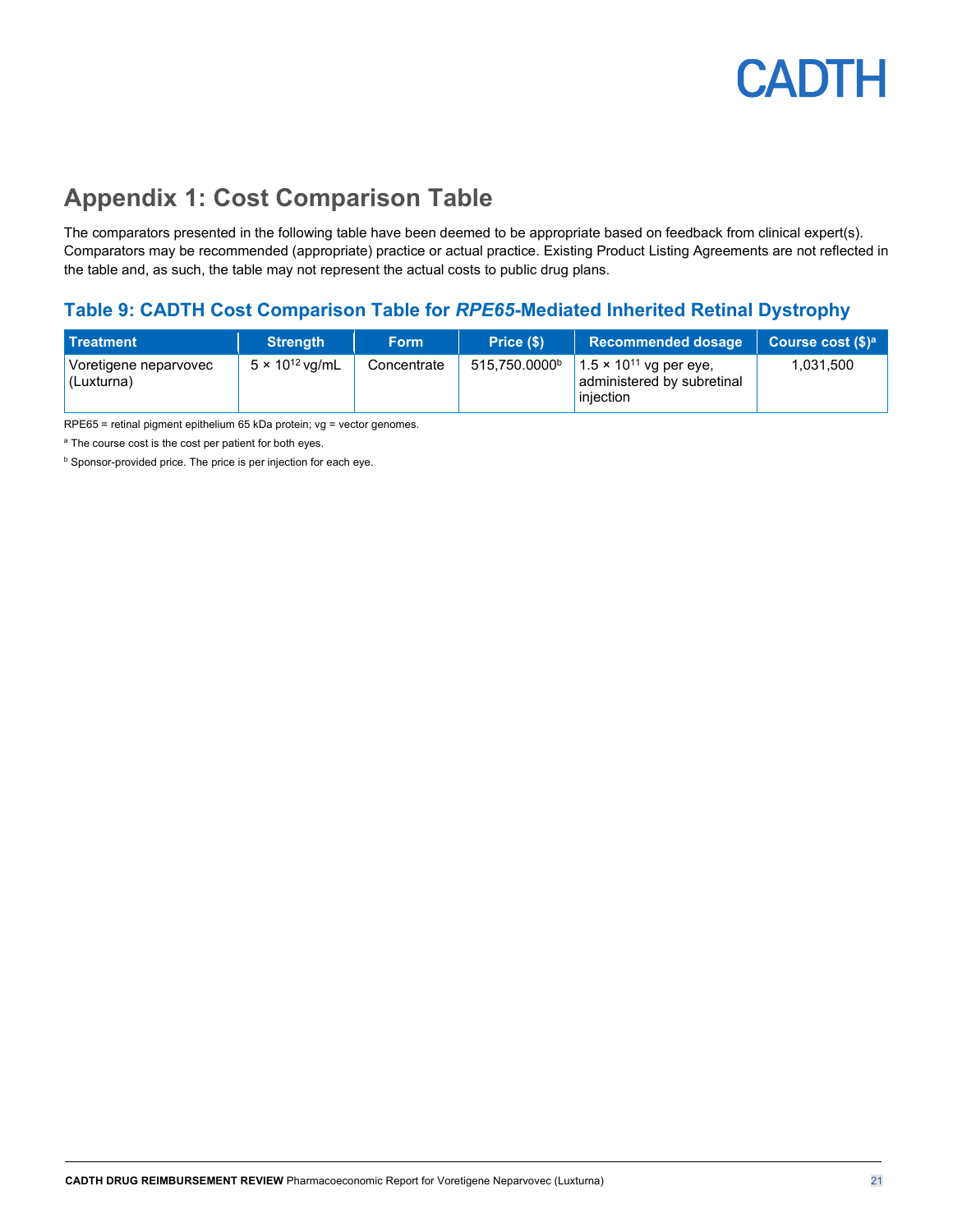# Appendix 1: Cost Comparison Table

The comparators presented in the following table have been deemed to be appropriate based on feedback from clinical expert(s). Comparators may be recommended (appropriate) practice or actual practice. Existing Product Listing Agreements are not reflected in the table and, as such, the table may not represent the actual costs to public drug plans.

### Table 9: CADTH Cost Comparison Table for *RPE65*-Mediated Inherited Retinal Dystrophy

| Treatment | Strength | Form | Price ($) | Recommended dosage | Course cost ($)[a] |
|---|---|---|---|---|---|
| Voretigene neparvovec (Luxturna) | $5 \times 10^{12}$ vg/mL | Concentrate | 515,750.0000[b] | $1.5 \times 10^{11}$ vg per eye, administered by subretinal injection | 1,031,500 |

RPE65 = retinal pigment epithelium 65 kDa protein; vg = vector genomes.

[a] The course cost is the cost per patient for both eyes.

[b] Sponsor-provided price. The price is per injection for each eye.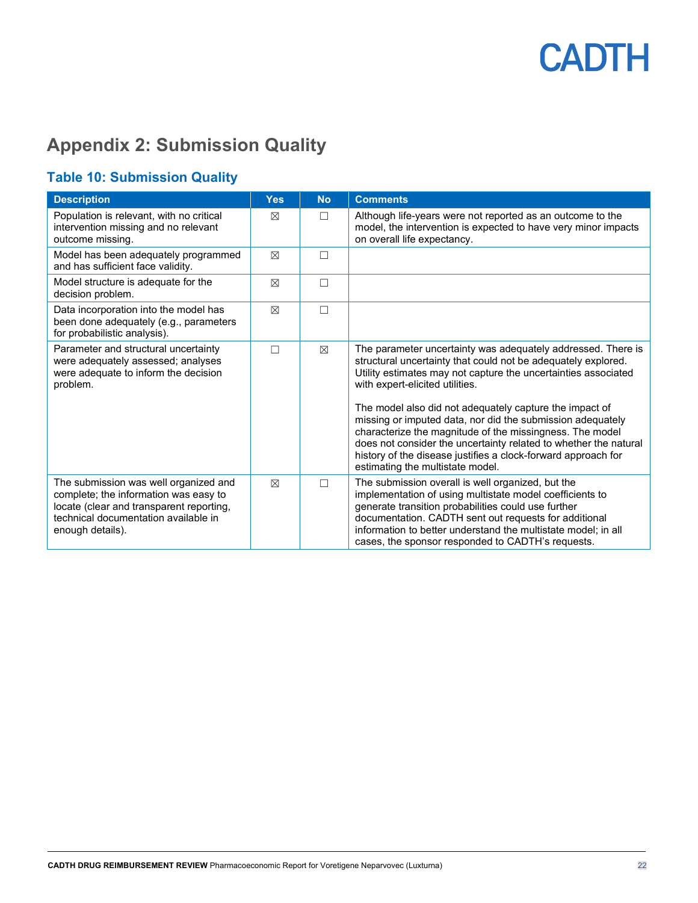# Appendix 2: Submission Quality

## Table 10: Submission Quality

| Description | Yes | No | Comments |
|---|---|---|---|
| Population is relevant, with no critical intervention missing and no relevant outcome missing. | ☒ | ☐ | Although life-years were not reported as an outcome to the model, the intervention is expected to have very minor impacts on overall life expectancy. |
| Model has been adequately programmed and has sufficient face validity. | ☒ | ☐ | |
| Model structure is adequate for the decision problem. | ☒ | ☐ | |
| Data incorporation into the model has been done adequately (e.g., parameters for probabilistic analysis). | ☒ | ☐ | |
| Parameter and structural uncertainty were adequately assessed; analyses were adequate to inform the decision problem. | ☐ | ☒ | The parameter uncertainty was adequately addressed. There is structural uncertainty that could not be adequately explored. Utility estimates may not capture the uncertainties associated with expert-elicited utilities.<br><br>The model also did not adequately capture the impact of missing or imputed data, nor did the submission adequately characterize the magnitude of the missingness. The model does not consider the uncertainty related to whether the natural history of the disease justifies a clock-forward approach for estimating the multistate model. |
| The submission was well organized and complete; the information was easy to locate (clear and transparent reporting, technical documentation available in enough details). | ☒ | ☐ | The submission overall is well organized, but the implementation of using multistate model coefficients to generate transition probabilities could use further documentation. CADTH sent out requests for additional information to better understand the multistate model; in all cases, the sponsor responded to CADTH's requests. |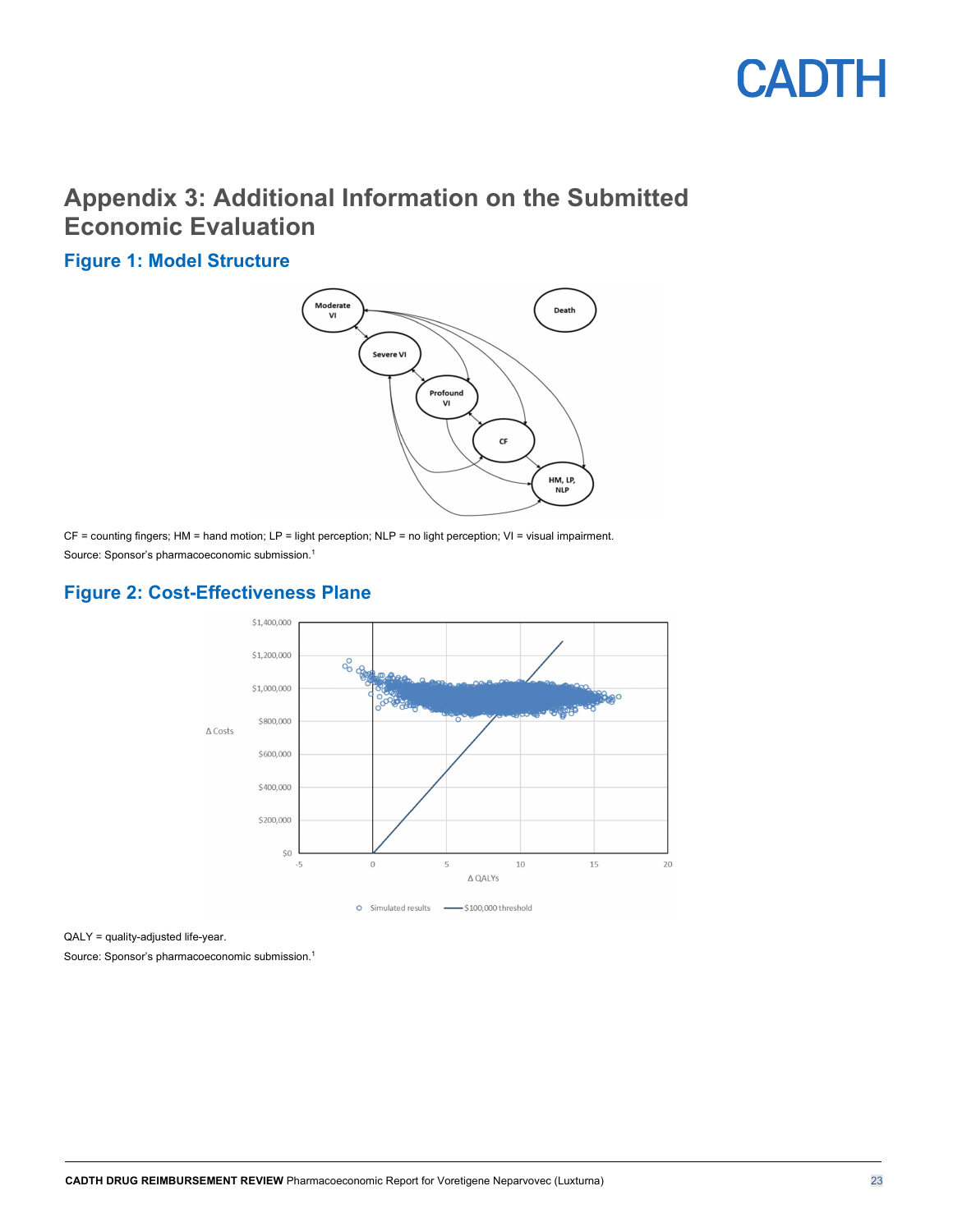# Appendix 3: Additional Information on the Submitted Economic Evaluation

## Figure 1: Model Structure

CF = counting fingers; HM = hand motion; LP = light perception; NLP = no light perception; VI = visual impairment.

Source: Sponsor's pharmacoeconomic submission.[1]

## Figure 2: Cost-Effectiveness Plane

QALY = quality-adjusted life-year.

Source: Sponsor's pharmacoeconomic submission.[1]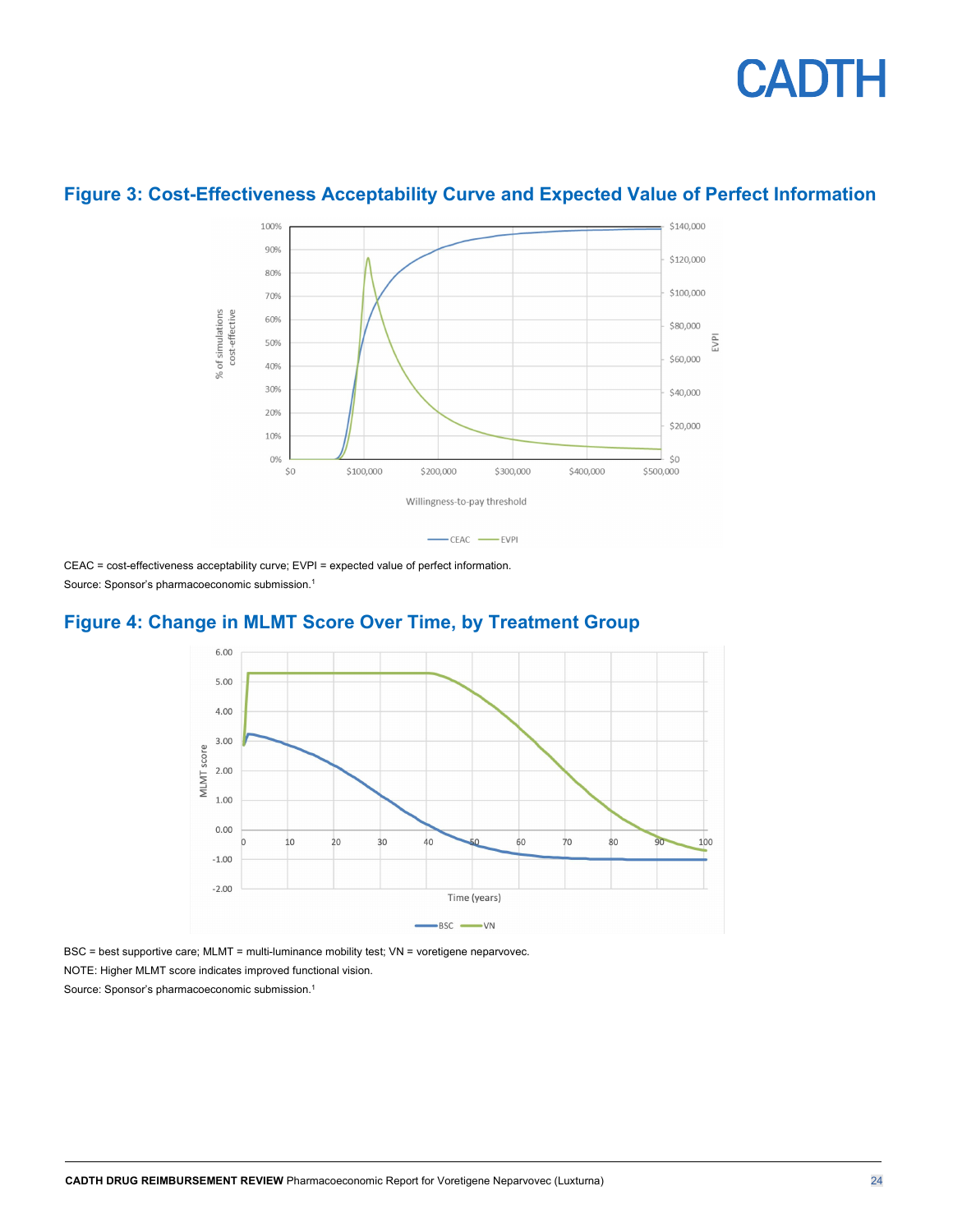## Figure 3: Cost-Effectiveness Acceptability Curve and Expected Value of Perfect Information

CEAC = cost-effectiveness acceptability curve; EVPI = expected value of perfect information.

Source: Sponsor's pharmacoeconomic submission.[1]

## Figure 4: Change in MLMT Score Over Time, by Treatment Group

BSC = best supportive care; MLMT = multi-luminance mobility test; VN = voretigene neparvovec.

NOTE: Higher MLMT score indicates improved functional vision.

Source: Sponsor's pharmacoeconomic submission.[1]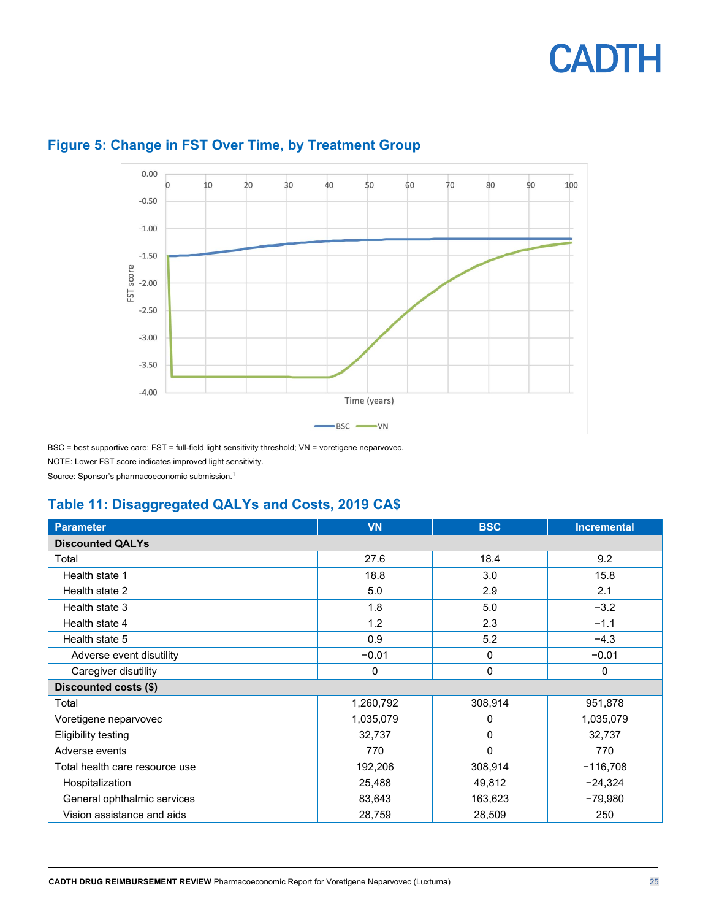## Figure 5: Change in FST Over Time, by Treatment Group

BSC = best supportive care; FST = full-field light sensitivity threshold; VN = voretigene neparvovec.

NOTE: Lower FST score indicates improved light sensitivity.

Source: Sponsor's pharmacoeconomic submission.[1]

## Table 11: Disaggregated QALYs and Costs, 2019 CA$

| Parameter | VN | BSC | Incremental |
|---|---|---|---|
| **Discounted QALYs** | | | |
| Total | 27.6 | 18.4 | 9.2 |
| Health state 1 | 18.8 | 3.0 | 15.8 |
| Health state 2 | 5.0 | 2.9 | 2.1 |
| Health state 3 | 1.8 | 5.0 | −3.2 |
| Health state 4 | 1.2 | 2.3 | −1.1 |
| Health state 5 | 0.9 | 5.2 | −4.3 |
| Adverse event disutility | −0.01 | 0 | −0.01 |
| Caregiver disutility | 0 | 0 | 0 |
| **Discounted costs ($)** | | | |
| Total | 1,260,792 | 308,914 | 951,878 |
| Voretigene neparvovec | 1,035,079 | 0 | 1,035,079 |
| Eligibility testing | 32,737 | 0 | 32,737 |
| Adverse events | 770 | 0 | 770 |
| Total health care resource use | 192,206 | 308,914 | −116,708 |
| Hospitalization | 25,488 | 49,812 | −24,324 |
| General ophthalmic services | 83,643 | 163,623 | −79,980 |
| Vision assistance and aids | 28,759 | 28,509 | 250 |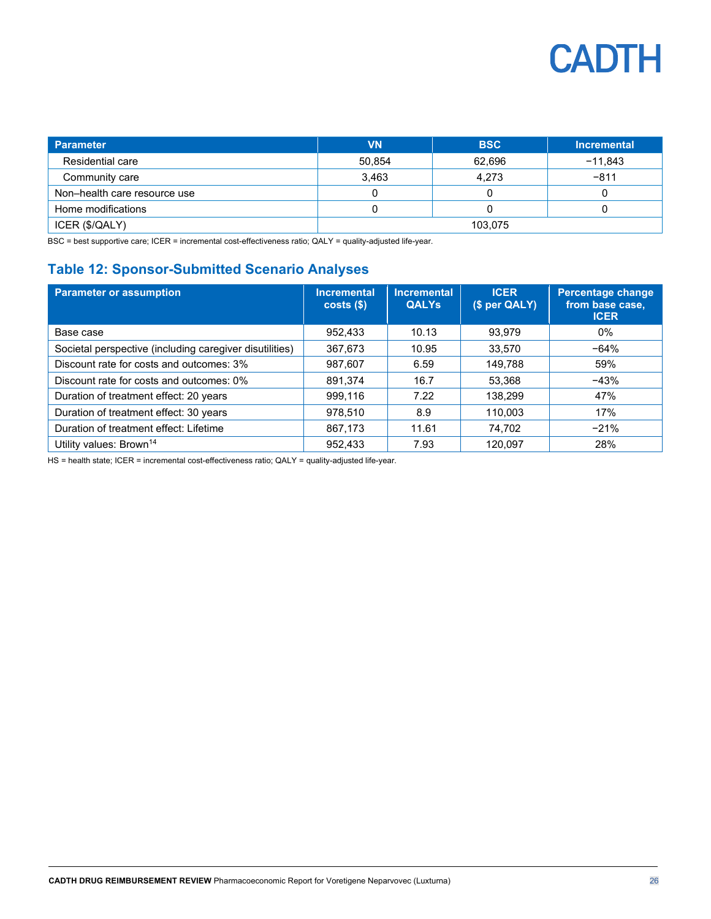| Parameter | VN | BSC | Incremental |
|---|---|---|---|
| Residential care | 50,854 | 62,696 | −11,843 |
| Community care | 3,463 | 4,273 | −811 |
| Non–health care resource use | 0 | 0 | 0 |
| Home modifications | 0 | 0 | 0 |
| ICER ($/QALY) | 103,075 | | |

BSC = best supportive care; ICER = incremental cost-effectiveness ratio; QALY = quality-adjusted life-year.

## Table 12: Sponsor-Submitted Scenario Analyses

| Parameter or assumption | Incremental costs ($) | Incremental QALYs | ICER ($ per QALY) | Percentage change from base case, ICER |
|---|---|---|---|---|
| Base case | 952,433 | 10.13 | 93,979 | 0% |
| Societal perspective (including caregiver disutilities) | 367,673 | 10.95 | 33,570 | −64% |
| Discount rate for costs and outcomes: 3% | 987,607 | 6.59 | 149,788 | 59% |
| Discount rate for costs and outcomes: 0% | 891,374 | 16.7 | 53,368 | −43% |
| Duration of treatment effect: 20 years | 999,116 | 7.22 | 138,299 | 47% |
| Duration of treatment effect: 30 years | 978,510 | 8.9 | 110,003 | 17% |
| Duration of treatment effect: Lifetime | 867,173 | 11.61 | 74,702 | −21% |
| Utility values: Brown[14] | 952,433 | 7.93 | 120,097 | 28% |

HS = health state; ICER = incremental cost-effectiveness ratio; QALY = quality-adjusted life-year.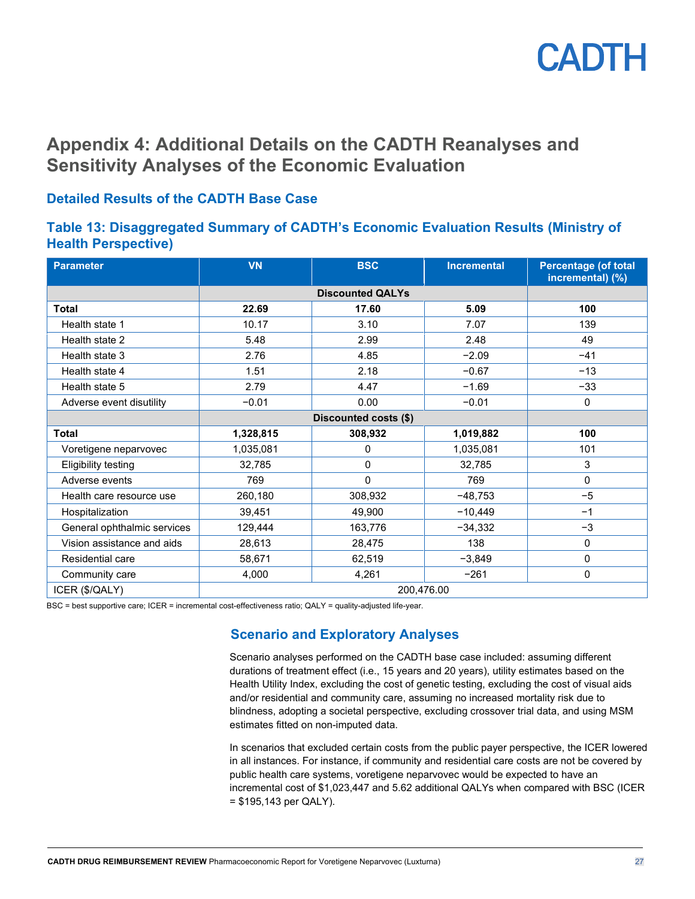# Appendix 4: Additional Details on the CADTH Reanalyses and Sensitivity Analyses of the Economic Evaluation

## Detailed Results of the CADTH Base Case

### Table 13: Disaggregated Summary of CADTH's Economic Evaluation Results (Ministry of Health Perspective)

| Parameter | VN | BSC | Incremental | Percentage (of total incremental) (%) |
|---|---|---|---|---|
| | Discounted QALYs | | | |
| **Total** | **22.69** | **17.60** | **5.09** | **100** |
| Health state 1 | 10.17 | 3.10 | 7.07 | 139 |
| Health state 2 | 5.48 | 2.99 | 2.48 | 49 |
| Health state 3 | 2.76 | 4.85 | −2.09 | −41 |
| Health state 4 | 1.51 | 2.18 | −0.67 | −13 |
| Health state 5 | 2.79 | 4.47 | −1.69 | −33 |
| Adverse event disutility | −0.01 | 0.00 | −0.01 | 0 |
| | Discounted costs ($) | | | |
| **Total** | **1,328,815** | **308,932** | **1,019,882** | **100** |
| Voretigene neparvovec | 1,035,081 | 0 | 1,035,081 | 101 |
| Eligibility testing | 32,785 | 0 | 32,785 | 3 |
| Adverse events | 769 | 0 | 769 | 0 |
| Health care resource use | 260,180 | 308,932 | −48,753 | −5 |
| Hospitalization | 39,451 | 49,900 | −10,449 | −1 |
| General ophthalmic services | 129,444 | 163,776 | −34,332 | −3 |
| Vision assistance and aids | 28,613 | 28,475 | 138 | 0 |
| Residential care | 58,671 | 62,519 | −3,849 | 0 |
| Community care | 4,000 | 4,261 | −261 | 0 |
| ICER ($/QALY) | 200,476.00 | | | |

BSC = best supportive care; ICER = incremental cost-effectiveness ratio; QALY = quality-adjusted life-year.

## Scenario and Exploratory Analyses

Scenario analyses performed on the CADTH base case included: assuming different durations of treatment effect (i.e., 15 years and 20 years), utility estimates based on the Health Utility Index, excluding the cost of genetic testing, excluding the cost of visual aids and/or residential and community care, assuming no increased mortality risk due to blindness, adopting a societal perspective, excluding crossover trial data, and using MSM estimates fitted on non-imputed data.

In scenarios that excluded certain costs from the public payer perspective, the ICER lowered in all instances. For instance, if community and residential care costs are not be covered by public health care systems, voretigene neparvovec would be expected to have an incremental cost of $1,023,447 and 5.62 additional QALYs when compared with BSC (ICER = $195,143 per QALY).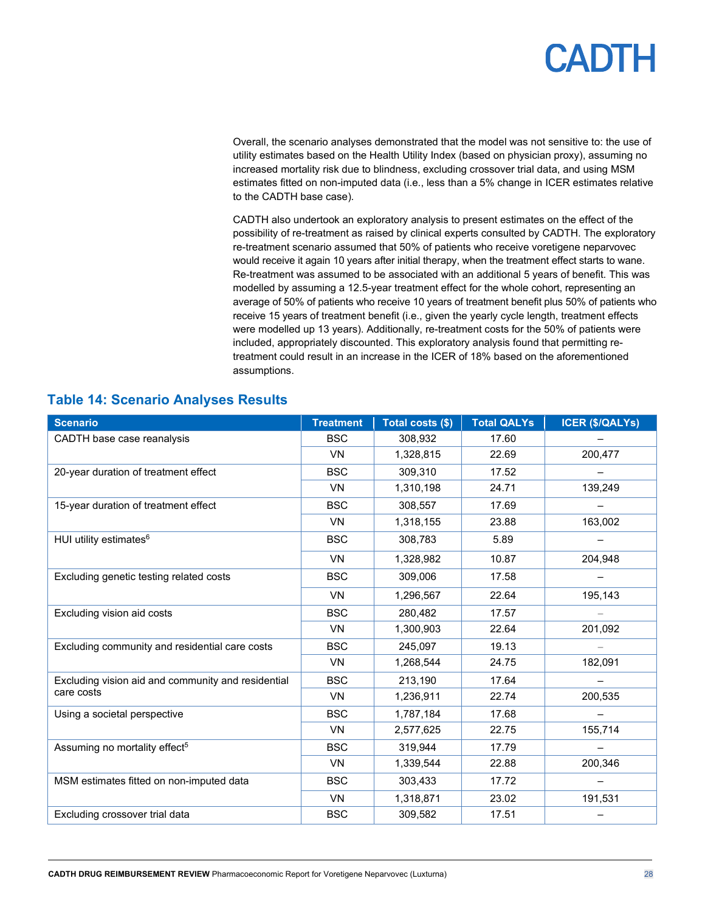Overall, the scenario analyses demonstrated that the model was not sensitive to: the use of utility estimates based on the Health Utility Index (based on physician proxy), assuming no increased mortality risk due to blindness, excluding crossover trial data, and using MSM estimates fitted on non-imputed data (i.e., less than a 5% change in ICER estimates relative to the CADTH base case).

CADTH also undertook an exploratory analysis to present estimates on the effect of the possibility of re-treatment as raised by clinical experts consulted by CADTH. The exploratory re-treatment scenario assumed that 50% of patients who receive voretigene neparvovec would receive it again 10 years after initial therapy, when the treatment effect starts to wane. Re-treatment was assumed to be associated with an additional 5 years of benefit. This was modelled by assuming a 12.5-year treatment effect for the whole cohort, representing an average of 50% of patients who receive 10 years of treatment benefit plus 50% of patients who receive 15 years of treatment benefit (i.e., given the yearly cycle length, treatment effects were modelled up 13 years). Additionally, re-treatment costs for the 50% of patients were included, appropriately discounted. This exploratory analysis found that permitting re-treatment could result in an increase in the ICER of 18% based on the aforementioned assumptions.

## Table 14: Scenario Analyses Results

| Scenario | Treatment | Total costs ($) | Total QALYs | ICER ($/QALYs) |
|---|---|---|---|---|
| CADTH base case reanalysis | BSC | 308,932 | 17.60 | – |
| | VN | 1,328,815 | 22.69 | 200,477 |
| 20-year duration of treatment effect | BSC | 309,310 | 17.52 | – |
| | VN | 1,310,198 | 24.71 | 139,249 |
| 15-year duration of treatment effect | BSC | 308,557 | 17.69 | – |
| | VN | 1,318,155 | 23.88 | 163,002 |
| HUI utility estimates[6] | BSC | 308,783 | 5.89 | – |
| | VN | 1,328,982 | 10.87 | 204,948 |
| Excluding genetic testing related costs | BSC | 309,006 | 17.58 | – |
| | VN | 1,296,567 | 22.64 | 195,143 |
| Excluding vision aid costs | BSC | 280,482 | 17.57 | – |
| | VN | 1,300,903 | 22.64 | 201,092 |
| Excluding community and residential care costs | BSC | 245,097 | 19.13 | – |
| | VN | 1,268,544 | 24.75 | 182,091 |
| Excluding vision aid and community and residential care costs | BSC | 213,190 | 17.64 | – |
| | VN | 1,236,911 | 22.74 | 200,535 |
| Using a societal perspective | BSC | 1,787,184 | 17.68 | – |
| | VN | 2,577,625 | 22.75 | 155,714 |
| Assuming no mortality effect[5] | BSC | 319,944 | 17.79 | – |
| | VN | 1,339,544 | 22.88 | 200,346 |
| MSM estimates fitted on non-imputed data | BSC | 303,433 | 17.72 | – |
| | VN | 1,318,871 | 23.02 | 191,531 |
| Excluding crossover trial data | BSC | 309,582 | 17.51 | – |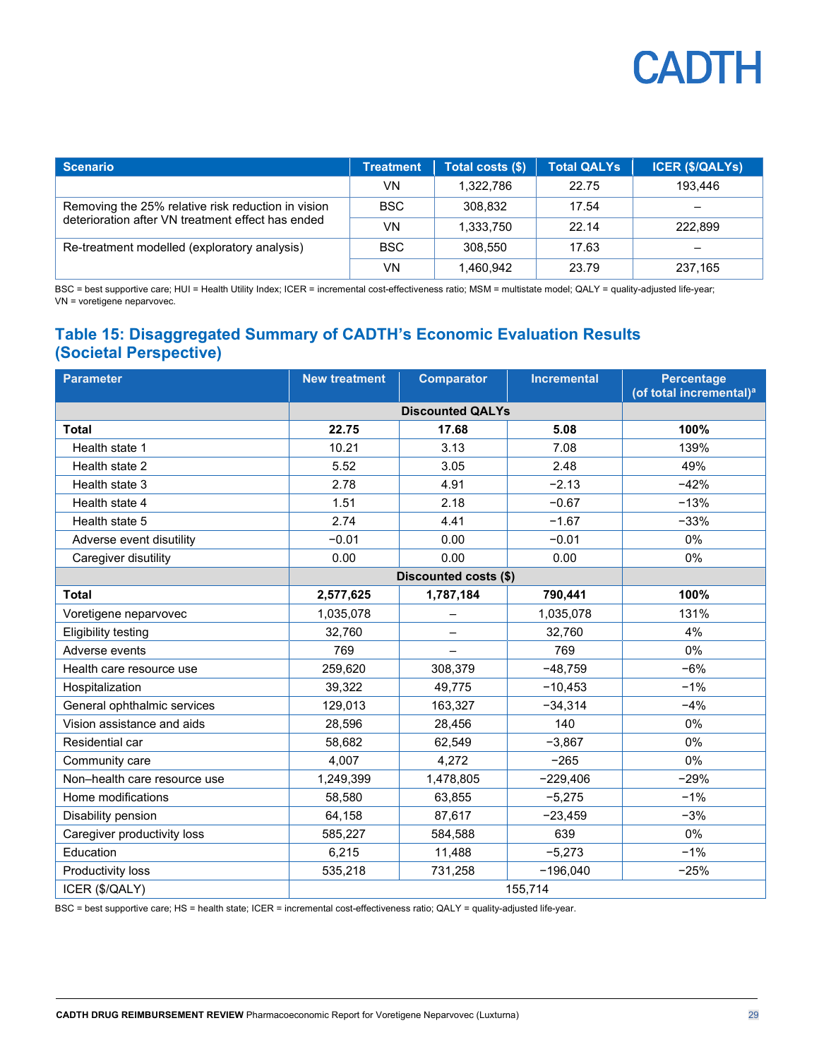| Scenario | Treatment | Total costs ($) | Total QALYs | ICER ($/QALYs) |
|---|---|---|---|---|
| | VN | 1,322,786 | 22.75 | 193,446 |
| Removing the 25% relative risk reduction in vision deterioration after VN treatment effect has ended | BSC | 308,832 | 17.54 | – |
| | VN | 1,333,750 | 22.14 | 222,899 |
| Re-treatment modelled (exploratory analysis) | BSC | 308,550 | 17.63 | – |
| | VN | 1,460,942 | 23.79 | 237,165 |

BSC = best supportive care; HUI = Health Utility Index; ICER = incremental cost-effectiveness ratio; MSM = multistate model; QALY = quality-adjusted life-year; VN = voretigene neparvovec.

## Table 15: Disaggregated Summary of CADTH's Economic Evaluation Results (Societal Perspective)

| Parameter | New treatment | Comparator | Incremental | Percentage (of total incremental)[a] |
|---|---|---|---|---|
| | **Discounted QALYs** | | | |
| **Total** | **22.75** | **17.68** | **5.08** | **100%** |
| Health state 1 | 10.21 | 3.13 | 7.08 | 139% |
| Health state 2 | 5.52 | 3.05 | 2.48 | 49% |
| Health state 3 | 2.78 | 4.91 | −2.13 | −42% |
| Health state 4 | 1.51 | 2.18 | −0.67 | −13% |
| Health state 5 | 2.74 | 4.41 | −1.67 | −33% |
| Adverse event disutility | −0.01 | 0.00 | −0.01 | 0% |
| Caregiver disutility | 0.00 | 0.00 | 0.00 | 0% |
| | **Discounted costs ($)** | | | |
| **Total** | **2,577,625** | **1,787,184** | **790,441** | **100%** |
| Voretigene neparvovec | 1,035,078 | – | 1,035,078 | 131% |
| Eligibility testing | 32,760 | – | 32,760 | 4% |
| Adverse events | 769 | – | 769 | 0% |
| Health care resource use | 259,620 | 308,379 | −48,759 | −6% |
| Hospitalization | 39,322 | 49,775 | −10,453 | −1% |
| General ophthalmic services | 129,013 | 163,327 | −34,314 | −4% |
| Vision assistance and aids | 28,596 | 28,456 | 140 | 0% |
| Residential car | 58,682 | 62,549 | −3,867 | 0% |
| Community care | 4,007 | 4,272 | −265 | 0% |
| Non–health care resource use | 1,249,399 | 1,478,805 | −229,406 | −29% |
| Home modifications | 58,580 | 63,855 | −5,275 | −1% |
| Disability pension | 64,158 | 87,617 | −23,459 | −3% |
| Caregiver productivity loss | 585,227 | 584,588 | 639 | 0% |
| Education | 6,215 | 11,488 | −5,273 | −1% |
| Productivity loss | 535,218 | 731,258 | −196,040 | −25% |
| ICER ($/QALY) | 155,714 | | | |

BSC = best supportive care; HS = health state; ICER = incremental cost-effectiveness ratio; QALY = quality-adjusted life-year.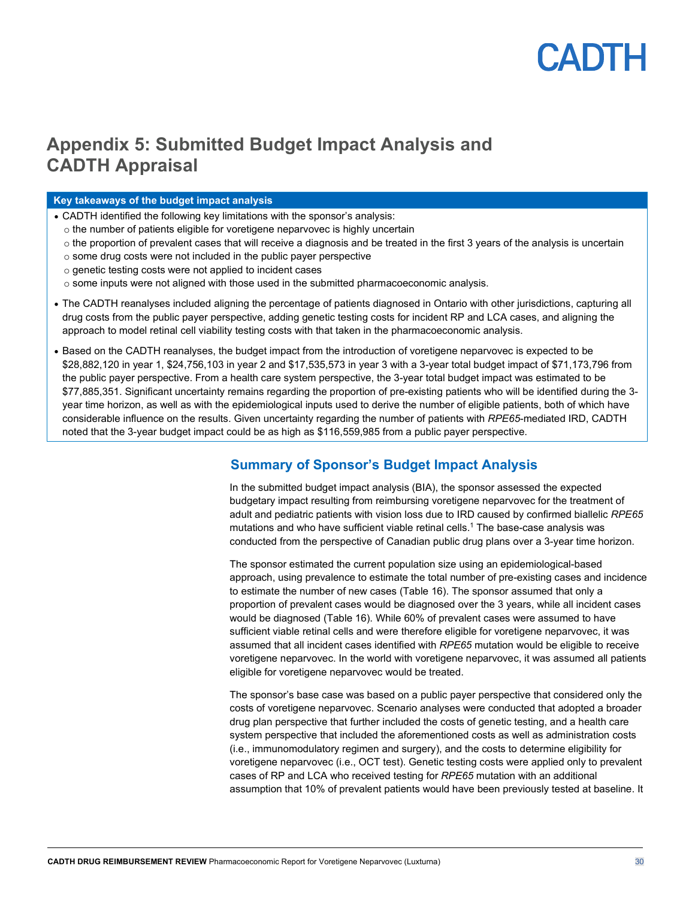# Appendix 5: Submitted Budget Impact Analysis and CADTH Appraisal

**Key takeaways of the budget impact analysis**

- CADTH identified the following key limitations with the sponsor's analysis:
  - the number of patients eligible for voretigene neparvovec is highly uncertain
  - the proportion of prevalent cases that will receive a diagnosis and be treated in the first 3 years of the analysis is uncertain
  - some drug costs were not included in the public payer perspective
  - genetic testing costs were not applied to incident cases
  - some inputs were not aligned with those used in the submitted pharmacoeconomic analysis.
- The CADTH reanalyses included aligning the percentage of patients diagnosed in Ontario with other jurisdictions, capturing all drug costs from the public payer perspective, adding genetic testing costs for incident RP and LCA cases, and aligning the approach to model retinal cell viability testing costs with that taken in the pharmacoeconomic analysis.
- Based on the CADTH reanalyses, the budget impact from the introduction of voretigene neparvovec is expected to be \$28,882,120 in year 1, \$24,756,103 in year 2 and \$17,535,573 in year 3 with a 3-year total budget impact of \$71,173,796 from the public payer perspective. From a health care system perspective, the 3-year total budget impact was estimated to be \$77,885,351. Significant uncertainty remains regarding the proportion of pre-existing patients who will be identified during the 3-year time horizon, as well as with the epidemiological inputs used to derive the number of eligible patients, both of which have considerable influence on the results. Given uncertainty regarding the number of patients with *RPE65*-mediated IRD, CADTH noted that the 3-year budget impact could be as high as \$116,559,985 from a public payer perspective.

## Summary of Sponsor's Budget Impact Analysis

In the submitted budget impact analysis (BIA), the sponsor assessed the expected budgetary impact resulting from reimbursing voretigene neparvovec for the treatment of adult and pediatric patients with vision loss due to IRD caused by confirmed biallelic *RPE65* mutations and who have sufficient viable retinal cells.[1] The base-case analysis was conducted from the perspective of Canadian public drug plans over a 3-year time horizon.

The sponsor estimated the current population size using an epidemiological-based approach, using prevalence to estimate the total number of pre-existing cases and incidence to estimate the number of new cases (Table 16). The sponsor assumed that only a proportion of prevalent cases would be diagnosed over the 3 years, while all incident cases would be diagnosed (Table 16). While 60% of prevalent cases were assumed to have sufficient viable retinal cells and were therefore eligible for voretigene neparvovec, it was assumed that all incident cases identified with *RPE65* mutation would be eligible to receive voretigene neparvovec. In the world with voretigene neparvovec, it was assumed all patients eligible for voretigene neparvovec would be treated.

The sponsor's base case was based on a public payer perspective that considered only the costs of voretigene neparvovec. Scenario analyses were conducted that adopted a broader drug plan perspective that further included the costs of genetic testing, and a health care system perspective that included the aforementioned costs as well as administration costs (i.e., immunomodulatory regimen and surgery), and the costs to determine eligibility for voretigene neparvovec (i.e., OCT test). Genetic testing costs were applied only to prevalent cases of RP and LCA who received testing for *RPE65* mutation with an additional assumption that 10% of prevalent patients would have been previously tested at baseline. It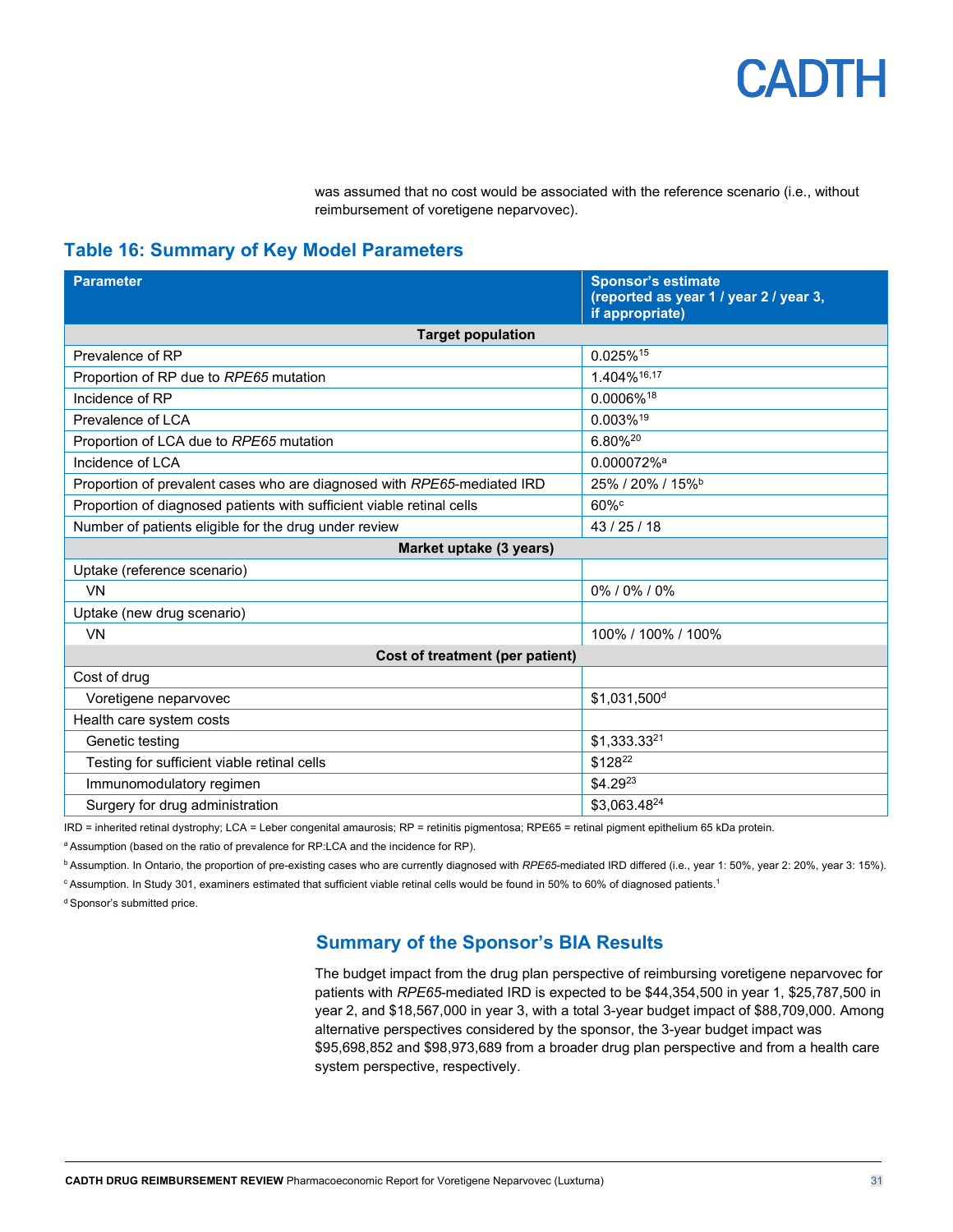was assumed that no cost would be associated with the reference scenario (i.e., without reimbursement of voretigene neparvovec).

## Table 16: Summary of Key Model Parameters

| Parameter | Sponsor's estimate (reported as year 1 / year 2 / year 3, if appropriate) |
|---|---|
| **Target population** | |
| Prevalence of RP | 0.025%[15] |
| Proportion of RP due to *RPE65* mutation | 1.404%[16,17] |
| Incidence of RP | 0.0006%[18] |
| Prevalence of LCA | 0.003%[19] |
| Proportion of LCA due to *RPE65* mutation | 6.80%[20] |
| Incidence of LCA | 0.000072%[a] |
| Proportion of prevalent cases who are diagnosed with *RPE65*-mediated IRD | 25% / 20% / 15%[b] |
| Proportion of diagnosed patients with sufficient viable retinal cells | 60%[c] |
| Number of patients eligible for the drug under review | 43 / 25 / 18 |
| **Market uptake (3 years)** | |
| Uptake (reference scenario) | |
| VN | 0% / 0% / 0% |
| Uptake (new drug scenario) | |
| VN | 100% / 100% / 100% |
| **Cost of treatment (per patient)** | |
| Cost of drug | |
| Voretigene neparvovec | $1,031,500[d] |
| Health care system costs | |
| Genetic testing | $1,333.33[21] |
| Testing for sufficient viable retinal cells | $128[22] |
| Immunomodulatory regimen | $4.29[23] |
| Surgery for drug administration | $3,063.48[24] |

IRD = inherited retinal dystrophy; LCA = Leber congenital amaurosis; RP = retinitis pigmentosa; RPE65 = retinal pigment epithelium 65 kDa protein.

[a] Assumption (based on the ratio of prevalence for RP:LCA and the incidence for RP).

[b] Assumption. In Ontario, the proportion of pre-existing cases who are currently diagnosed with *RPE65*-mediated IRD differed (i.e., year 1: 50%, year 2: 20%, year 3: 15%).

[c] Assumption. In Study 301, examiners estimated that sufficient viable retinal cells would be found in 50% to 60% of diagnosed patients.[1]

[d] Sponsor's submitted price.

## Summary of the Sponsor's BIA Results

The budget impact from the drug plan perspective of reimbursing voretigene neparvovec for patients with *RPE65*-mediated IRD is expected to be $44,354,500 in year 1, $25,787,500 in year 2, and $18,567,000 in year 3, with a total 3-year budget impact of $88,709,000. Among alternative perspectives considered by the sponsor, the 3-year budget impact was $95,698,852 and $98,973,689 from a broader drug plan perspective and from a health care system perspective, respectively.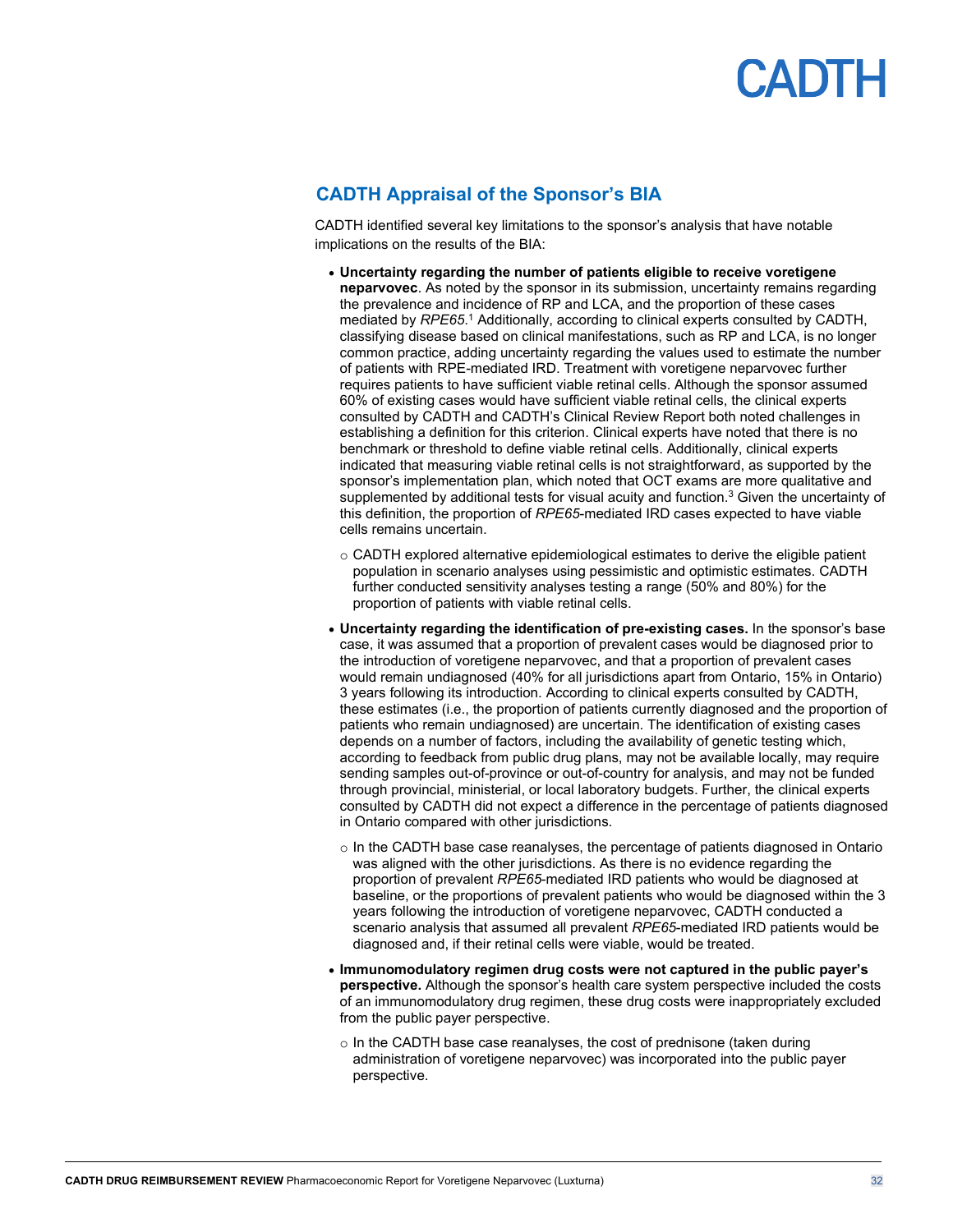## CADTH Appraisal of the Sponsor's BIA

CADTH identified several key limitations to the sponsor's analysis that have notable implications on the results of the BIA:

- **Uncertainty regarding the number of patients eligible to receive voretigene neparvovec**. As noted by the sponsor in its submission, uncertainty remains regarding the prevalence and incidence of RP and LCA, and the proportion of these cases mediated by *RPE65*.[1] Additionally, according to clinical experts consulted by CADTH, classifying disease based on clinical manifestations, such as RP and LCA, is no longer common practice, adding uncertainty regarding the values used to estimate the number of patients with RPE-mediated IRD. Treatment with voretigene neparvovec further requires patients to have sufficient viable retinal cells. Although the sponsor assumed 60% of existing cases would have sufficient viable retinal cells, the clinical experts consulted by CADTH and CADTH's Clinical Review Report both noted challenges in establishing a definition for this criterion. Clinical experts have noted that there is no benchmark or threshold to define viable retinal cells. Additionally, clinical experts indicated that measuring viable retinal cells is not straightforward, as supported by the sponsor's implementation plan, which noted that OCT exams are more qualitative and supplemented by additional tests for visual acuity and function.[3] Given the uncertainty of this definition, the proportion of *RPE65*-mediated IRD cases expected to have viable cells remains uncertain.
  - CADTH explored alternative epidemiological estimates to derive the eligible patient population in scenario analyses using pessimistic and optimistic estimates. CADTH further conducted sensitivity analyses testing a range (50% and 80%) for the proportion of patients with viable retinal cells.
- **Uncertainty regarding the identification of pre-existing cases.** In the sponsor's base case, it was assumed that a proportion of prevalent cases would be diagnosed prior to the introduction of voretigene neparvovec, and that a proportion of prevalent cases would remain undiagnosed (40% for all jurisdictions apart from Ontario, 15% in Ontario) 3 years following its introduction. According to clinical experts consulted by CADTH, these estimates (i.e., the proportion of patients currently diagnosed and the proportion of patients who remain undiagnosed) are uncertain. The identification of existing cases depends on a number of factors, including the availability of genetic testing which, according to feedback from public drug plans, may not be available locally, may require sending samples out-of-province or out-of-country for analysis, and may not be funded through provincial, ministerial, or local laboratory budgets. Further, the clinical experts consulted by CADTH did not expect a difference in the percentage of patients diagnosed in Ontario compared with other jurisdictions.
  - In the CADTH base case reanalyses, the percentage of patients diagnosed in Ontario was aligned with the other jurisdictions. As there is no evidence regarding the proportion of prevalent *RPE65*-mediated IRD patients who would be diagnosed at baseline, or the proportions of prevalent patients who would be diagnosed within the 3 years following the introduction of voretigene neparvovec, CADTH conducted a scenario analysis that assumed all prevalent *RPE65*-mediated IRD patients would be diagnosed and, if their retinal cells were viable, would be treated.
- **Immunomodulatory regimen drug costs were not captured in the public payer's perspective.** Although the sponsor's health care system perspective included the costs of an immunomodulatory drug regimen, these drug costs were inappropriately excluded from the public payer perspective.
  - In the CADTH base case reanalyses, the cost of prednisone (taken during administration of voretigene neparvovec) was incorporated into the public payer perspective.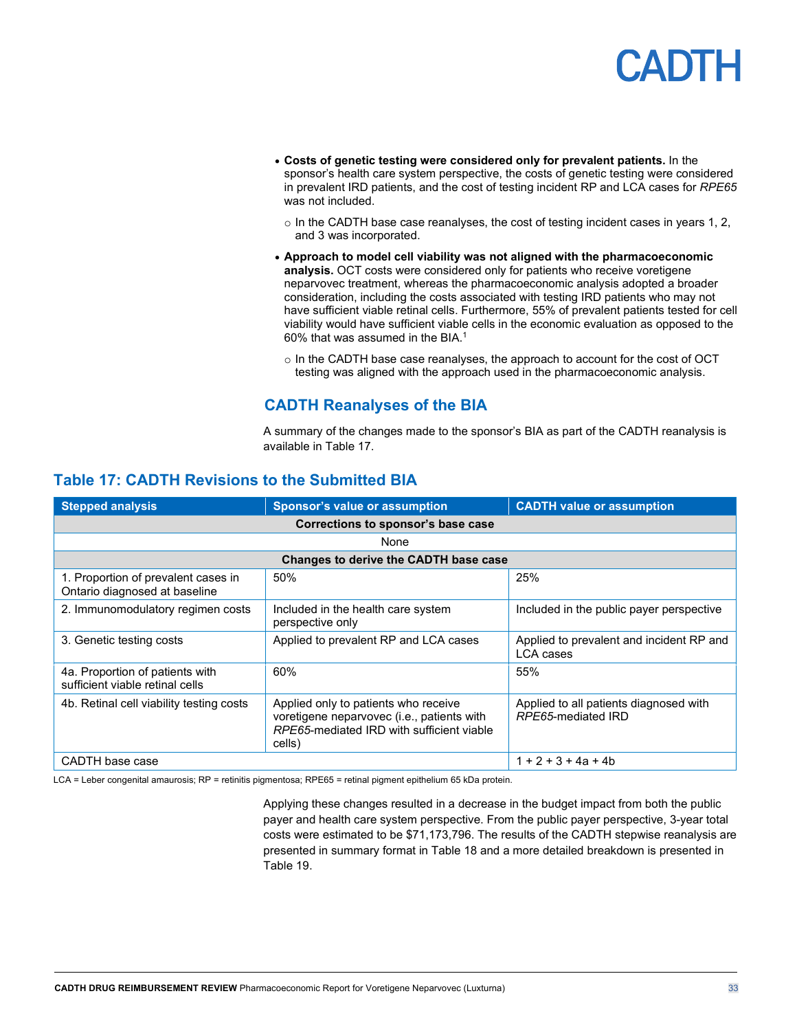- **Costs of genetic testing were considered only for prevalent patients.** In the sponsor's health care system perspective, the costs of genetic testing were considered in prevalent IRD patients, and the cost of testing incident RP and LCA cases for *RPE65* was not included.
  - In the CADTH base case reanalyses, the cost of testing incident cases in years 1, 2, and 3 was incorporated.
- **Approach to model cell viability was not aligned with the pharmacoeconomic analysis.** OCT costs were considered only for patients who receive voretigene neparvovec treatment, whereas the pharmacoeconomic analysis adopted a broader consideration, including the costs associated with testing IRD patients who may not have sufficient viable retinal cells. Furthermore, 55% of prevalent patients tested for cell viability would have sufficient viable cells in the economic evaluation as opposed to the 60% that was assumed in the BIA.[1]
  - In the CADTH base case reanalyses, the approach to account for the cost of OCT testing was aligned with the approach used in the pharmacoeconomic analysis.

## CADTH Reanalyses of the BIA

A summary of the changes made to the sponsor's BIA as part of the CADTH reanalysis is available in Table 17.

## Table 17: CADTH Revisions to the Submitted BIA

| Stepped analysis | Sponsor's value or assumption | CADTH value or assumption |
|---|---|---|
| **Corrections to sponsor's base case** | | |
| None | | |
| **Changes to derive the CADTH base case** | | |
| 1. Proportion of prevalent cases in Ontario diagnosed at baseline | 50% | 25% |
| 2. Immunomodulatory regimen costs | Included in the health care system perspective only | Included in the public payer perspective |
| 3. Genetic testing costs | Applied to prevalent RP and LCA cases | Applied to prevalent and incident RP and LCA cases |
| 4a. Proportion of patients with sufficient viable retinal cells | 60% | 55% |
| 4b. Retinal cell viability testing costs | Applied only to patients who receive voretigene neparvovec (i.e., patients with *RPE65*-mediated IRD with sufficient viable cells) | Applied to all patients diagnosed with *RPE65*-mediated IRD |
| CADTH base case | | 1 + 2 + 3 + 4a + 4b |

LCA = Leber congenital amaurosis; RP = retinitis pigmentosa; RPE65 = retinal pigment epithelium 65 kDa protein.

Applying these changes resulted in a decrease in the budget impact from both the public payer and health care system perspective. From the public payer perspective, 3-year total costs were estimated to be $71,173,796. The results of the CADTH stepwise reanalysis are presented in summary format in Table 18 and a more detailed breakdown is presented in Table 19.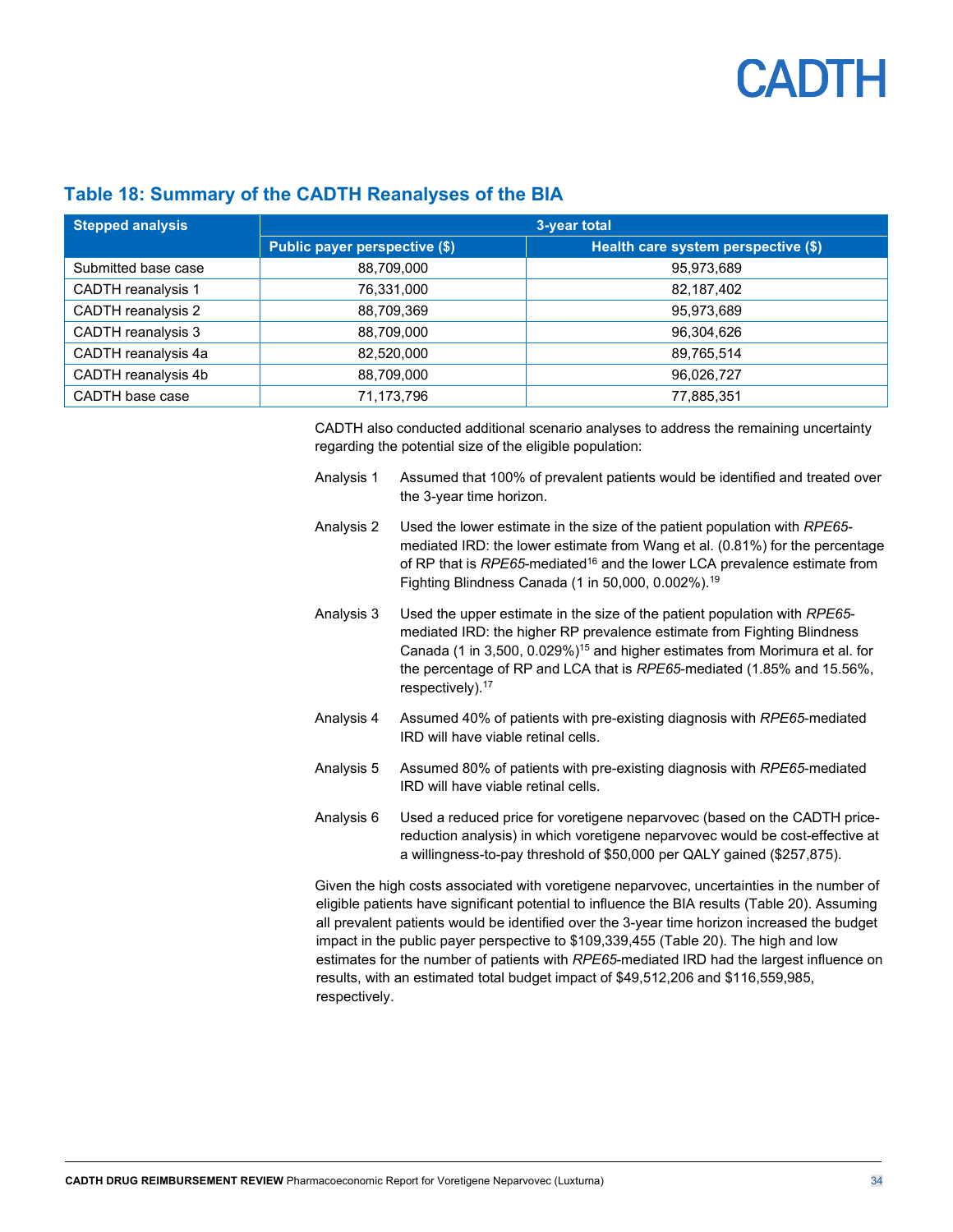### Table 18: Summary of the CADTH Reanalyses of the BIA

| Stepped analysis | 3-year total | |
|---|---|---|
| | Public payer perspective ($) | Health care system perspective ($) |
| Submitted base case | 88,709,000 | 95,973,689 |
| CADTH reanalysis 1 | 76,331,000 | 82,187,402 |
| CADTH reanalysis 2 | 88,709,369 | 95,973,689 |
| CADTH reanalysis 3 | 88,709,000 | 96,304,626 |
| CADTH reanalysis 4a | 82,520,000 | 89,765,514 |
| CADTH reanalysis 4b | 88,709,000 | 96,026,727 |
| CADTH base case | 71,173,796 | 77,885,351 |

CADTH also conducted additional scenario analyses to address the remaining uncertainty regarding the potential size of the eligible population:

- Analysis 1 — Assumed that 100% of prevalent patients would be identified and treated over the 3-year time horizon.
- Analysis 2 — Used the lower estimate in the size of the patient population with *RPE65*-mediated IRD: the lower estimate from Wang et al. (0.81%) for the percentage of RP that is *RPE65*-mediated[16] and the lower LCA prevalence estimate from Fighting Blindness Canada (1 in 50,000, 0.002%).[19]
- Analysis 3 — Used the upper estimate in the size of the patient population with *RPE65*-mediated IRD: the higher RP prevalence estimate from Fighting Blindness Canada (1 in 3,500, 0.029%)[15] and higher estimates from Morimura et al. for the percentage of RP and LCA that is *RPE65*-mediated (1.85% and 15.56%, respectively).[17]
- Analysis 4 — Assumed 40% of patients with pre-existing diagnosis with *RPE65*-mediated IRD will have viable retinal cells.
- Analysis 5 — Assumed 80% of patients with pre-existing diagnosis with *RPE65*-mediated IRD will have viable retinal cells.
- Analysis 6 — Used a reduced price for voretigene neparvovec (based on the CADTH price-reduction analysis) in which voretigene neparvovec would be cost-effective at a willingness-to-pay threshold of $50,000 per QALY gained ($257,875).

Given the high costs associated with voretigene neparvovec, uncertainties in the number of eligible patients have significant potential to influence the BIA results (Table 20). Assuming all prevalent patients would be identified over the 3-year time horizon increased the budget impact in the public payer perspective to $109,339,455 (Table 20). The high and low estimates for the number of patients with *RPE65*-mediated IRD had the largest influence on results, with an estimated total budget impact of $49,512,206 and $116,559,985, respectively.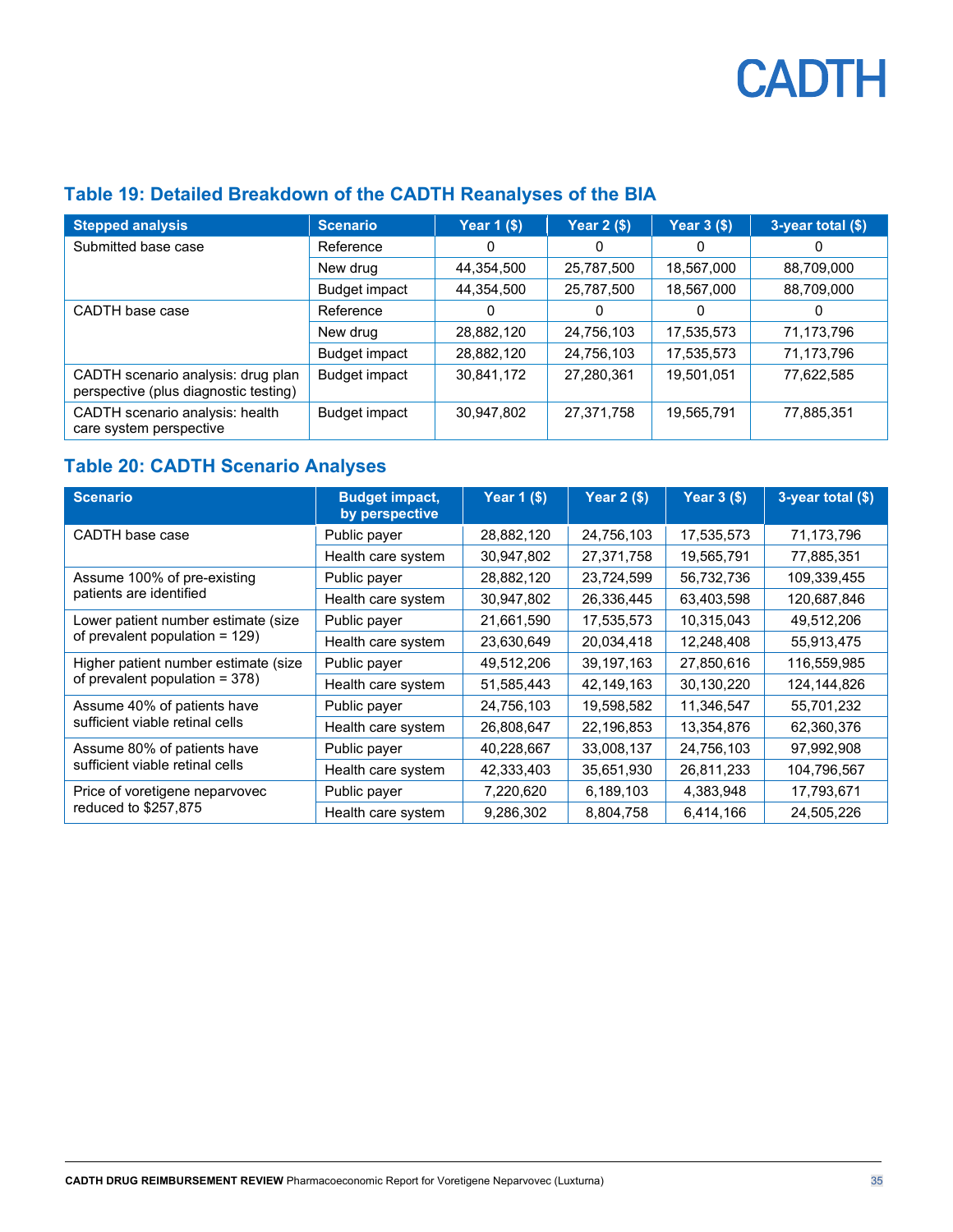### Table 19: Detailed Breakdown of the CADTH Reanalyses of the BIA

| Stepped analysis | Scenario | Year 1 ($) | Year 2 ($) | Year 3 ($) | 3-year total ($) |
|---|---|---|---|---|---|
| Submitted base case | Reference | 0 | 0 | 0 | 0 |
| | New drug | 44,354,500 | 25,787,500 | 18,567,000 | 88,709,000 |
| | Budget impact | 44,354,500 | 25,787,500 | 18,567,000 | 88,709,000 |
| CADTH base case | Reference | 0 | 0 | 0 | 0 |
| | New drug | 28,882,120 | 24,756,103 | 17,535,573 | 71,173,796 |
| | Budget impact | 28,882,120 | 24,756,103 | 17,535,573 | 71,173,796 |
| CADTH scenario analysis: drug plan perspective (plus diagnostic testing) | Budget impact | 30,841,172 | 27,280,361 | 19,501,051 | 77,622,585 |
| CADTH scenario analysis: health care system perspective | Budget impact | 30,947,802 | 27,371,758 | 19,565,791 | 77,885,351 |

### Table 20: CADTH Scenario Analyses

| Scenario | Budget impact, by perspective | Year 1 ($) | Year 2 ($) | Year 3 ($) | 3-year total ($) |
|---|---|---|---|---|---|
| CADTH base case | Public payer | 28,882,120 | 24,756,103 | 17,535,573 | 71,173,796 |
| | Health care system | 30,947,802 | 27,371,758 | 19,565,791 | 77,885,351 |
| Assume 100% of pre-existing patients are identified | Public payer | 28,882,120 | 23,724,599 | 56,732,736 | 109,339,455 |
| | Health care system | 30,947,802 | 26,336,445 | 63,403,598 | 120,687,846 |
| Lower patient number estimate (size of prevalent population = 129) | Public payer | 21,661,590 | 17,535,573 | 10,315,043 | 49,512,206 |
| | Health care system | 23,630,649 | 20,034,418 | 12,248,408 | 55,913,475 |
| Higher patient number estimate (size of prevalent population = 378) | Public payer | 49,512,206 | 39,197,163 | 27,850,616 | 116,559,985 |
| | Health care system | 51,585,443 | 42,149,163 | 30,130,220 | 124,144,826 |
| Assume 40% of patients have sufficient viable retinal cells | Public payer | 24,756,103 | 19,598,582 | 11,346,547 | 55,701,232 |
| | Health care system | 26,808,647 | 22,196,853 | 13,354,876 | 62,360,376 |
| Assume 80% of patients have sufficient viable retinal cells | Public payer | 40,228,667 | 33,008,137 | 24,756,103 | 97,992,908 |
| | Health care system | 42,333,403 | 35,651,930 | 26,811,233 | 104,796,567 |
| Price of voretigene neparvovec reduced to $257,875 | Public payer | 7,220,620 | 6,189,103 | 4,383,948 | 17,793,671 |
| | Health care system | 9,286,302 | 8,804,758 | 6,414,166 | 24,505,226 |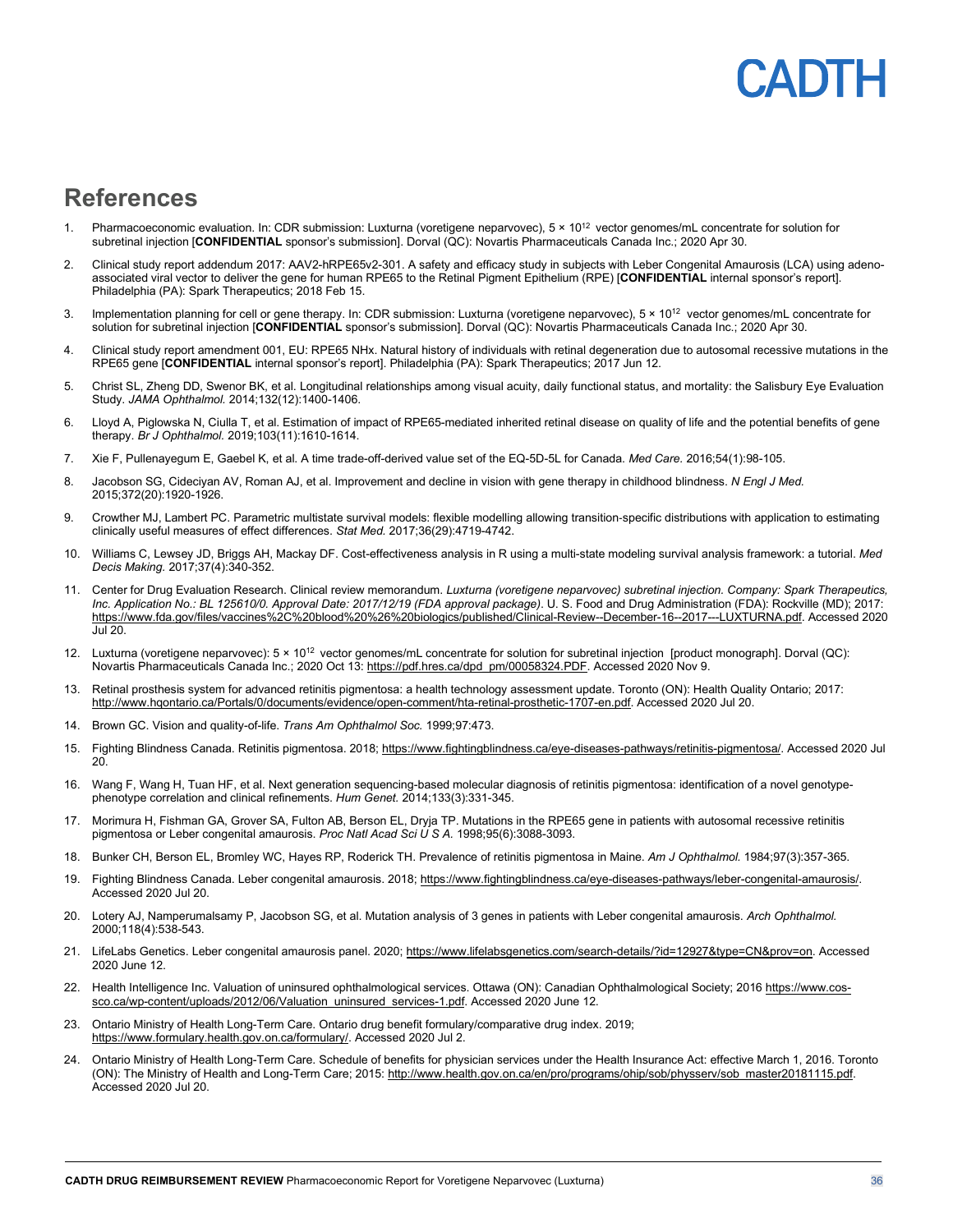## References

1. Pharmacoeconomic evaluation. In: CDR submission: Luxturna (voretigene neparvovec), $5 \times 10^{12}$ vector genomes/mL concentrate for solution for subretinal injection [**CONFIDENTIAL** sponsor's submission]. Dorval (QC): Novartis Pharmaceuticals Canada Inc.; 2020 Apr 30.
2. Clinical study report addendum 2017: AAV2-hRPE65v2-301. A safety and efficacy study in subjects with Leber Congenital Amaurosis (LCA) using adeno-associated viral vector to deliver the gene for human RPE65 to the Retinal Pigment Epithelium (RPE) [**CONFIDENTIAL** internal sponsor's report]. Philadelphia (PA): Spark Therapeutics; 2018 Feb 15.
3. Implementation planning for cell or gene therapy. In: CDR submission: Luxturna (voretigene neparvovec), $5 \times 10^{12}$ vector genomes/mL concentrate for solution for subretinal injection [**CONFIDENTIAL** sponsor's submission]. Dorval (QC): Novartis Pharmaceuticals Canada Inc.; 2020 Apr 30.
4. Clinical study report amendment 001, EU: RPE65 NHx. Natural history of individuals with retinal degeneration due to autosomal recessive mutations in the RPE65 gene [**CONFIDENTIAL** internal sponsor's report]. Philadelphia (PA): Spark Therapeutics; 2017 Jun 12.
5. Christ SL, Zheng DD, Swenor BK, et al. Longitudinal relationships among visual acuity, daily functional status, and mortality: the Salisbury Eye Evaluation Study. *JAMA Ophthalmol.* 2014;132(12):1400-1406.
6. Lloyd A, Piglowska N, Ciulla T, et al. Estimation of impact of RPE65-mediated inherited retinal disease on quality of life and the potential benefits of gene therapy. *Br J Ophthalmol.* 2019;103(11):1610-1614.
7. Xie F, Pullenayegum E, Gaebel K, et al. A time trade-off-derived value set of the EQ-5D-5L for Canada. *Med Care.* 2016;54(1):98-105.
8. Jacobson SG, Cideciyan AV, Roman AJ, et al. Improvement and decline in vision with gene therapy in childhood blindness. *N Engl J Med.* 2015;372(20):1920-1926.
9. Crowther MJ, Lambert PC. Parametric multistate survival models: flexible modelling allowing transition-specific distributions with application to estimating clinically useful measures of effect differences. *Stat Med.* 2017;36(29):4719-4742.
10. Williams C, Lewsey JD, Briggs AH, Mackay DF. Cost-effectiveness analysis in R using a multi-state modeling survival analysis framework: a tutorial. *Med Decis Making.* 2017;37(4):340-352.
11. Center for Drug Evaluation Research. Clinical review memorandum. *Luxturna (voretigene neparvovec) subretinal injection. Company: Spark Therapeutics, Inc. Application No.: BL 125610/0. Approval Date: 2017/12/19 (FDA approval package)*. U. S. Food and Drug Administration (FDA): Rockville (MD); 2017: https://www.fda.gov/files/vaccines%2C%20blood%20%26%20biologics/published/Clinical-Review--December-16--2017---LUXTURNA.pdf. Accessed 2020 Jul 20.
12. Luxturna (voretigene neparvovec): $5 \times 10^{12}$ vector genomes/mL concentrate for solution for subretinal injection [product monograph]. Dorval (QC): Novartis Pharmaceuticals Canada Inc.; 2020 Oct 13: https://pdf.hres.ca/dpd_pm/00058324.PDF. Accessed 2020 Nov 9.
13. Retinal prosthesis system for advanced retinitis pigmentosa: a health technology assessment update. Toronto (ON): Health Quality Ontario; 2017: http://www.hqontario.ca/Portals/0/documents/evidence/open-comment/hta-retinal-prosthetic-1707-en.pdf. Accessed 2020 Jul 20.
14. Brown GC. Vision and quality-of-life. *Trans Am Ophthalmol Soc.* 1999;97:473.
15. Fighting Blindness Canada. Retinitis pigmentosa. 2018; https://www.fightingblindness.ca/eye-diseases-pathways/retinitis-pigmentosa/. Accessed 2020 Jul 20.
16. Wang F, Wang H, Tuan HF, et al. Next generation sequencing-based molecular diagnosis of retinitis pigmentosa: identification of a novel genotype-phenotype correlation and clinical refinements. *Hum Genet.* 2014;133(3):331-345.
17. Morimura H, Fishman GA, Grover SA, Fulton AB, Berson EL, Dryja TP. Mutations in the RPE65 gene in patients with autosomal recessive retinitis pigmentosa or Leber congenital amaurosis. *Proc Natl Acad Sci U S A.* 1998;95(6):3088-3093.
18. Bunker CH, Berson EL, Bromley WC, Hayes RP, Roderick TH. Prevalence of retinitis pigmentosa in Maine. *Am J Ophthalmol.* 1984;97(3):357-365.
19. Fighting Blindness Canada. Leber congenital amaurosis. 2018; https://www.fightingblindness.ca/eye-diseases-pathways/leber-congenital-amaurosis/. Accessed 2020 Jul 20.
20. Lotery AJ, Namperumalsamy P, Jacobson SG, et al. Mutation analysis of 3 genes in patients with Leber congenital amaurosis. *Arch Ophthalmol.* 2000;118(4):538-543.
21. LifeLabs Genetics. Leber congenital amaurosis panel. 2020; https://www.lifelabsgenetics.com/search-details/?id=12927&type=CN&prov=on. Accessed 2020 June 12.
22. Health Intelligence Inc. Valuation of uninsured ophthalmological services. Ottawa (ON): Canadian Ophthalmological Society; 2016 https://www.cos-sco.ca/wp-content/uploads/2012/06/Valuation_uninsured_services-1.pdf. Accessed 2020 June 12.
23. Ontario Ministry of Health Long-Term Care. Ontario drug benefit formulary/comparative drug index. 2019; https://www.formulary.health.gov.on.ca/formulary/. Accessed 2020 Jul 2.
24. Ontario Ministry of Health Long-Term Care. Schedule of benefits for physician services under the Health Insurance Act: effective March 1, 2016. Toronto (ON): The Ministry of Health and Long-Term Care; 2015: http://www.health.gov.on.ca/en/pro/programs/ohip/sob/physserv/sob_master20181115.pdf. Accessed 2020 Jul 20.